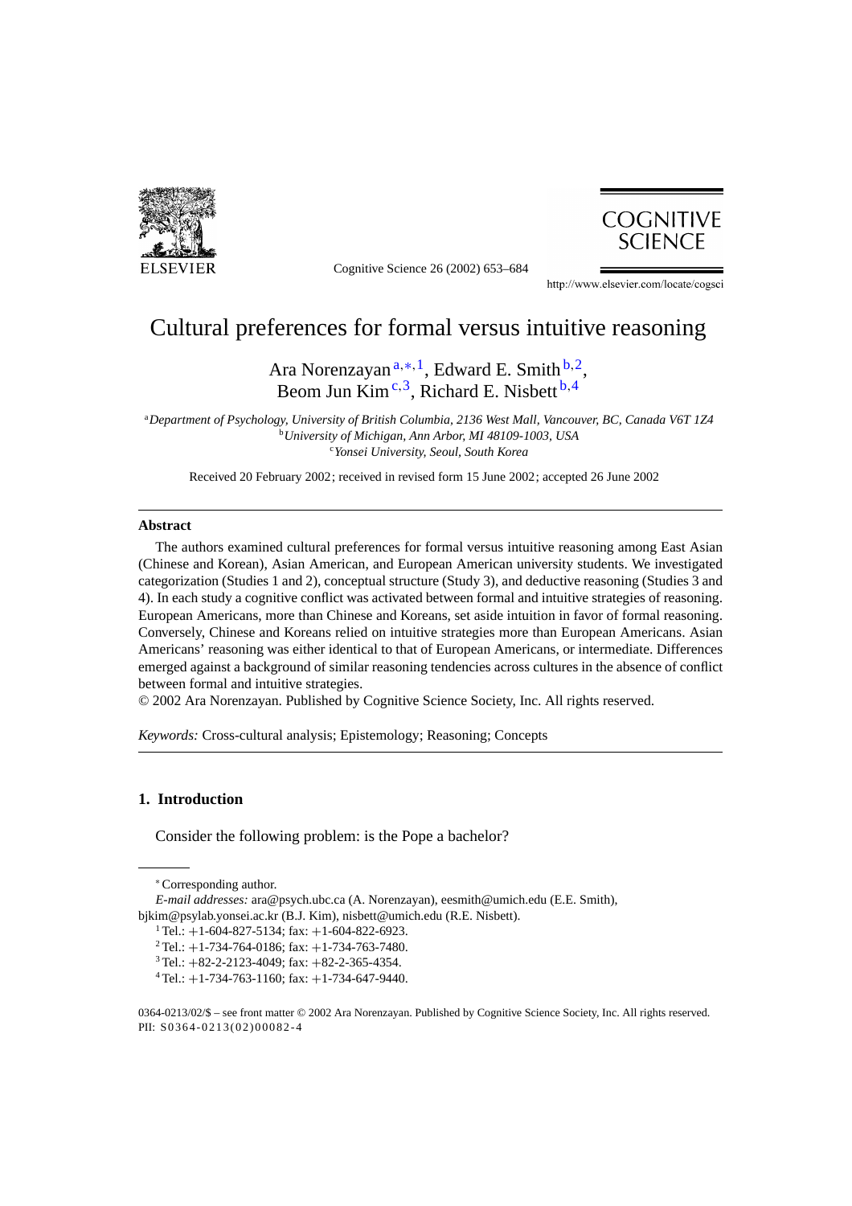# Cultural preferences for formal versus intuitive reasoning

Ara Norenzayan[a,*,1], Edward E. Smith[b,2], Beom Jun Kim[c,3], Richard E. Nisbett[b,4]

[a] *Department of Psychology, University of British Columbia, 2136 West Mall, Vancouver, BC, Canada V6T 1Z4*
[b] *University of Michigan, Ann Arbor, MI 48109-1003, USA*
[c] *Yonsei University, Seoul, South Korea*

Received 20 February 2002; received in revised form 15 June 2002; accepted 26 June 2002

## Abstract

The authors examined cultural preferences for formal versus intuitive reasoning among East Asian (Chinese and Korean), Asian American, and European American university students. We investigated categorization (Studies 1 and 2), conceptual structure (Study 3), and deductive reasoning (Studies 3 and 4). In each study a cognitive conflict was activated between formal and intuitive strategies of reasoning. European Americans, more than Chinese and Koreans, set aside intuition in favor of formal reasoning. Conversely, Chinese and Koreans relied on intuitive strategies more than European Americans. Asian Americans' reasoning was either identical to that of European Americans, or intermediate. Differences emerged against a background of similar reasoning tendencies across cultures in the absence of conflict between formal and intuitive strategies.

© 2002 Ara Norenzayan. Published by Cognitive Science Society, Inc. All rights reserved.

*Keywords:* Cross-cultural analysis; Epistemology; Reasoning; Concepts

## 1. Introduction

Consider the following problem: is the Pope a bachelor?

---

\* Corresponding author.

*E-mail addresses:* ara@psych.ubc.ca (A. Norenzayan), eesmith@umich.edu (E.E. Smith), bjkim@psylab.yonsei.ac.kr (B.J. Kim), nisbett@umich.edu (R.E. Nisbett).

[1] Tel.: +1-604-827-5134; fax: +1-604-822-6923.

[2] Tel.: +1-734-764-0186; fax: +1-734-763-7480.

[3] Tel.: +82-2-2123-4049; fax: +82-2-365-4354.

[4] Tel.: +1-734-763-1160; fax: +1-734-647-9440.

0364-0213/02/$ – see front matter © 2002 Ara Norenzayan. Published by Cognitive Science Society, Inc. All rights reserved.
PII: S0364-0213(02)00082-4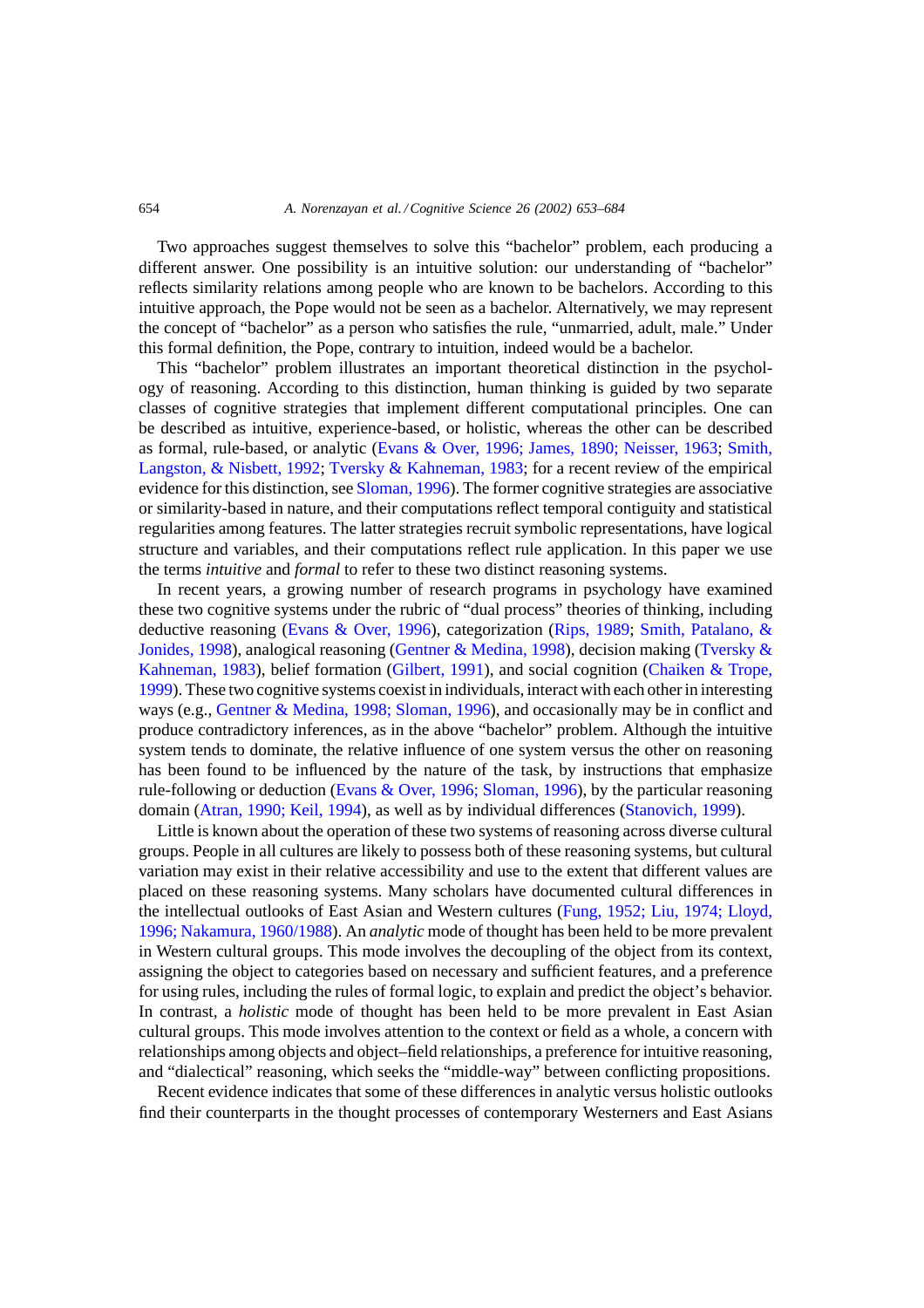Two approaches suggest themselves to solve this "bachelor" problem, each producing a different answer. One possibility is an intuitive solution: our understanding of "bachelor" reflects similarity relations among people who are known to be bachelors. According to this intuitive approach, the Pope would not be seen as a bachelor. Alternatively, we may represent the concept of "bachelor" as a person who satisfies the rule, "unmarried, adult, male." Under this formal definition, the Pope, contrary to intuition, indeed would be a bachelor.

This "bachelor" problem illustrates an important theoretical distinction in the psychology of reasoning. According to this distinction, human thinking is guided by two separate classes of cognitive strategies that implement different computational principles. One can be described as intuitive, experience-based, or holistic, whereas the other can be described as formal, rule-based, or analytic (Evans & Over, 1996; James, 1890; Neisser, 1963; Smith, Langston, & Nisbett, 1992; Tversky & Kahneman, 1983; for a recent review of the empirical evidence for this distinction, see Sloman, 1996). The former cognitive strategies are associative or similarity-based in nature, and their computations reflect temporal contiguity and statistical regularities among features. The latter strategies recruit symbolic representations, have logical structure and variables, and their computations reflect rule application. In this paper we use the terms *intuitive* and *formal* to refer to these two distinct reasoning systems.

In recent years, a growing number of research programs in psychology have examined these two cognitive systems under the rubric of "dual process" theories of thinking, including deductive reasoning (Evans & Over, 1996), categorization (Rips, 1989; Smith, Patalano, & Jonides, 1998), analogical reasoning (Gentner & Medina, 1998), decision making (Tversky & Kahneman, 1983), belief formation (Gilbert, 1991), and social cognition (Chaiken & Trope, 1999). These two cognitive systems coexist in individuals, interact with each other in interesting ways (e.g., Gentner & Medina, 1998; Sloman, 1996), and occasionally may be in conflict and produce contradictory inferences, as in the above "bachelor" problem. Although the intuitive system tends to dominate, the relative influence of one system versus the other on reasoning has been found to be influenced by the nature of the task, by instructions that emphasize rule-following or deduction (Evans & Over, 1996; Sloman, 1996), by the particular reasoning domain (Atran, 1990; Keil, 1994), as well as by individual differences (Stanovich, 1999).

Little is known about the operation of these two systems of reasoning across diverse cultural groups. People in all cultures are likely to possess both of these reasoning systems, but cultural variation may exist in their relative accessibility and use to the extent that different values are placed on these reasoning systems. Many scholars have documented cultural differences in the intellectual outlooks of East Asian and Western cultures (Fung, 1952; Liu, 1974; Lloyd, 1996; Nakamura, 1960/1988). An *analytic* mode of thought has been held to be more prevalent in Western cultural groups. This mode involves the decoupling of the object from its context, assigning the object to categories based on necessary and sufficient features, and a preference for using rules, including the rules of formal logic, to explain and predict the object's behavior. In contrast, a *holistic* mode of thought has been held to be more prevalent in East Asian cultural groups. This mode involves attention to the context or field as a whole, a concern with relationships among objects and object–field relationships, a preference for intuitive reasoning, and "dialectical" reasoning, which seeks the "middle-way" between conflicting propositions.

Recent evidence indicates that some of these differences in analytic versus holistic outlooks find their counterparts in the thought processes of contemporary Westerners and East Asians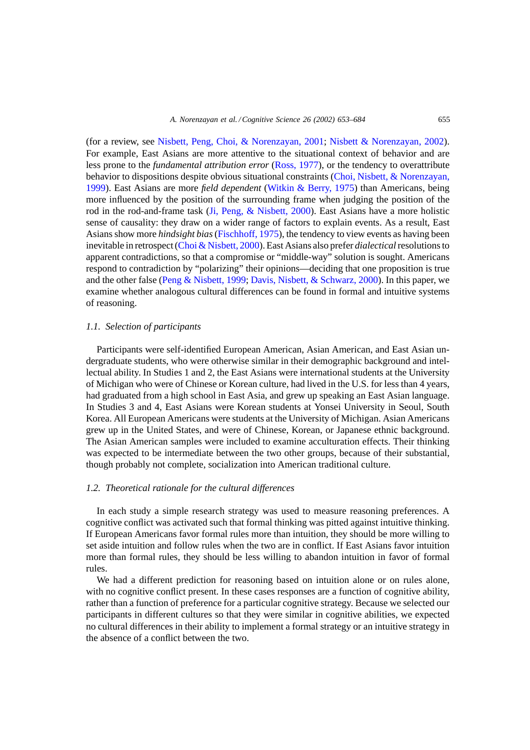(for a review, see Nisbett, Peng, Choi, & Norenzayan, 2001; Nisbett & Norenzayan, 2002). For example, East Asians are more attentive to the situational context of behavior and are less prone to the *fundamental attribution error* (Ross, 1977), or the tendency to overattribute behavior to dispositions despite obvious situational constraints (Choi, Nisbett, & Norenzayan, 1999). East Asians are more *field dependent* (Witkin & Berry, 1975) than Americans, being more influenced by the position of the surrounding frame when judging the position of the rod in the rod-and-frame task (Ji, Peng, & Nisbett, 2000). East Asians have a more holistic sense of causality: they draw on a wider range of factors to explain events. As a result, East Asians show more *hindsight bias* (Fischhoff, 1975), the tendency to view events as having been inevitable in retrospect (Choi & Nisbett, 2000). East Asians also prefer *dialectical* resolutions to apparent contradictions, so that a compromise or "middle-way" solution is sought. Americans respond to contradiction by "polarizing" their opinions—deciding that one proposition is true and the other false (Peng & Nisbett, 1999; Davis, Nisbett, & Schwarz, 2000). In this paper, we examine whether analogous cultural differences can be found in formal and intuitive systems of reasoning.

### *1.1. Selection of participants*

Participants were self-identified European American, Asian American, and East Asian undergraduate students, who were otherwise similar in their demographic background and intellectual ability. In Studies 1 and 2, the East Asians were international students at the University of Michigan who were of Chinese or Korean culture, had lived in the U.S. for less than 4 years, had graduated from a high school in East Asia, and grew up speaking an East Asian language. In Studies 3 and 4, East Asians were Korean students at Yonsei University in Seoul, South Korea. All European Americans were students at the University of Michigan. Asian Americans grew up in the United States, and were of Chinese, Korean, or Japanese ethnic background. The Asian American samples were included to examine acculturation effects. Their thinking was expected to be intermediate between the two other groups, because of their substantial, though probably not complete, socialization into American traditional culture.

### *1.2. Theoretical rationale for the cultural differences*

In each study a simple research strategy was used to measure reasoning preferences. A cognitive conflict was activated such that formal thinking was pitted against intuitive thinking. If European Americans favor formal rules more than intuition, they should be more willing to set aside intuition and follow rules when the two are in conflict. If East Asians favor intuition more than formal rules, they should be less willing to abandon intuition in favor of formal rules.

We had a different prediction for reasoning based on intuition alone or on rules alone, with no cognitive conflict present. In these cases responses are a function of cognitive ability, rather than a function of preference for a particular cognitive strategy. Because we selected our participants in different cultures so that they were similar in cognitive abilities, we expected no cultural differences in their ability to implement a formal strategy or an intuitive strategy in the absence of a conflict between the two.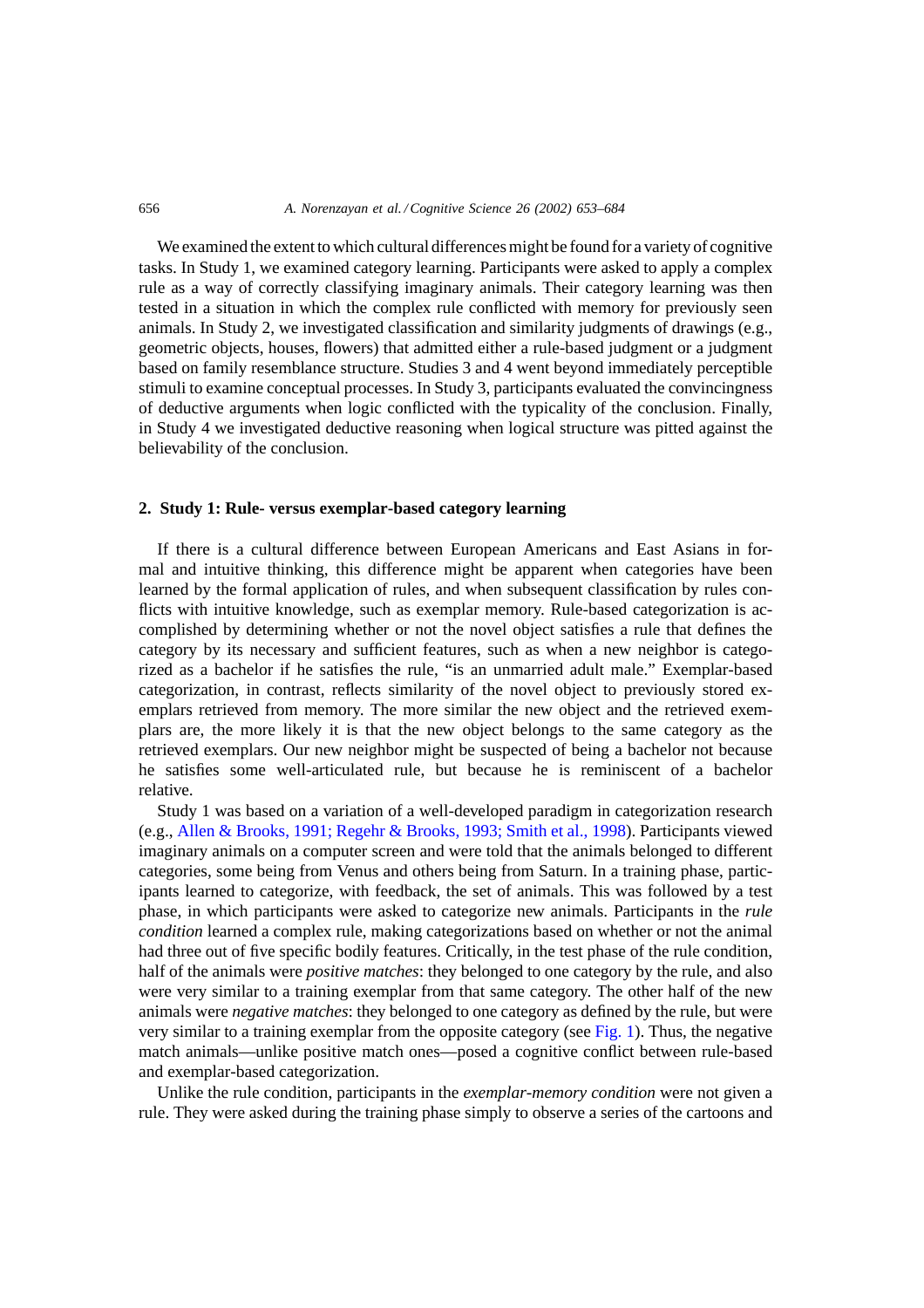We examined the extent to which cultural differences might be found for a variety of cognitive tasks. In Study 1, we examined category learning. Participants were asked to apply a complex rule as a way of correctly classifying imaginary animals. Their category learning was then tested in a situation in which the complex rule conflicted with memory for previously seen animals. In Study 2, we investigated classification and similarity judgments of drawings (e.g., geometric objects, houses, flowers) that admitted either a rule-based judgment or a judgment based on family resemblance structure. Studies 3 and 4 went beyond immediately perceptible stimuli to examine conceptual processes. In Study 3, participants evaluated the convincingness of deductive arguments when logic conflicted with the typicality of the conclusion. Finally, in Study 4 we investigated deductive reasoning when logical structure was pitted against the believability of the conclusion.

## 2. Study 1: Rule- versus exemplar-based category learning

If there is a cultural difference between European Americans and East Asians in formal and intuitive thinking, this difference might be apparent when categories have been learned by the formal application of rules, and when subsequent classification by rules conflicts with intuitive knowledge, such as exemplar memory. Rule-based categorization is accomplished by determining whether or not the novel object satisfies a rule that defines the category by its necessary and sufficient features, such as when a new neighbor is categorized as a bachelor if he satisfies the rule, "is an unmarried adult male." Exemplar-based categorization, in contrast, reflects similarity of the novel object to previously stored exemplars retrieved from memory. The more similar the new object and the retrieved exemplars are, the more likely it is that the new object belongs to the same category as the retrieved exemplars. Our new neighbor might be suspected of being a bachelor not because he satisfies some well-articulated rule, but because he is reminiscent of a bachelor relative.

Study 1 was based on a variation of a well-developed paradigm in categorization research (e.g., Allen & Brooks, 1991; Regehr & Brooks, 1993; Smith et al., 1998). Participants viewed imaginary animals on a computer screen and were told that the animals belonged to different categories, some being from Venus and others being from Saturn. In a training phase, participants learned to categorize, with feedback, the set of animals. This was followed by a test phase, in which participants were asked to categorize new animals. Participants in the *rule condition* learned a complex rule, making categorizations based on whether or not the animal had three out of five specific bodily features. Critically, in the test phase of the rule condition, half of the animals were *positive matches*: they belonged to one category by the rule, and also were very similar to a training exemplar from that same category. The other half of the new animals were *negative matches*: they belonged to one category as defined by the rule, but were very similar to a training exemplar from the opposite category (see Fig. 1). Thus, the negative match animals—unlike positive match ones—posed a cognitive conflict between rule-based and exemplar-based categorization.

Unlike the rule condition, participants in the *exemplar-memory condition* were not given a rule. They were asked during the training phase simply to observe a series of the cartoons and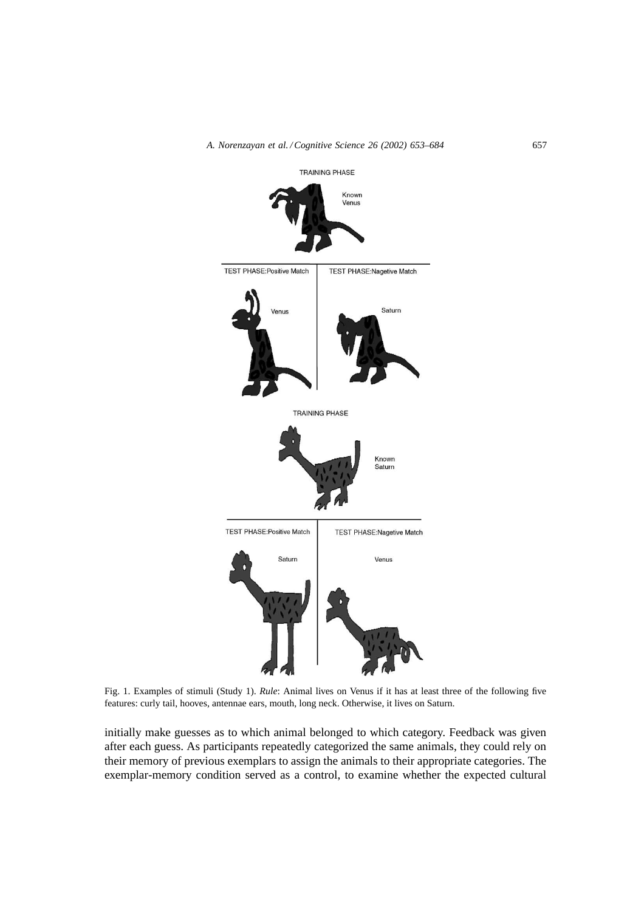Fig. 1. Examples of stimuli (Study 1). *Rule*: Animal lives on Venus if it has at least three of the following five features: curly tail, hooves, antennae ears, mouth, long neck. Otherwise, it lives on Saturn.

initially make guesses as to which animal belonged to which category. Feedback was given after each guess. As participants repeatedly categorized the same animals, they could rely on their memory of previous exemplars to assign the animals to their appropriate categories. The exemplar-memory condition served as a control, to examine whether the expected cultural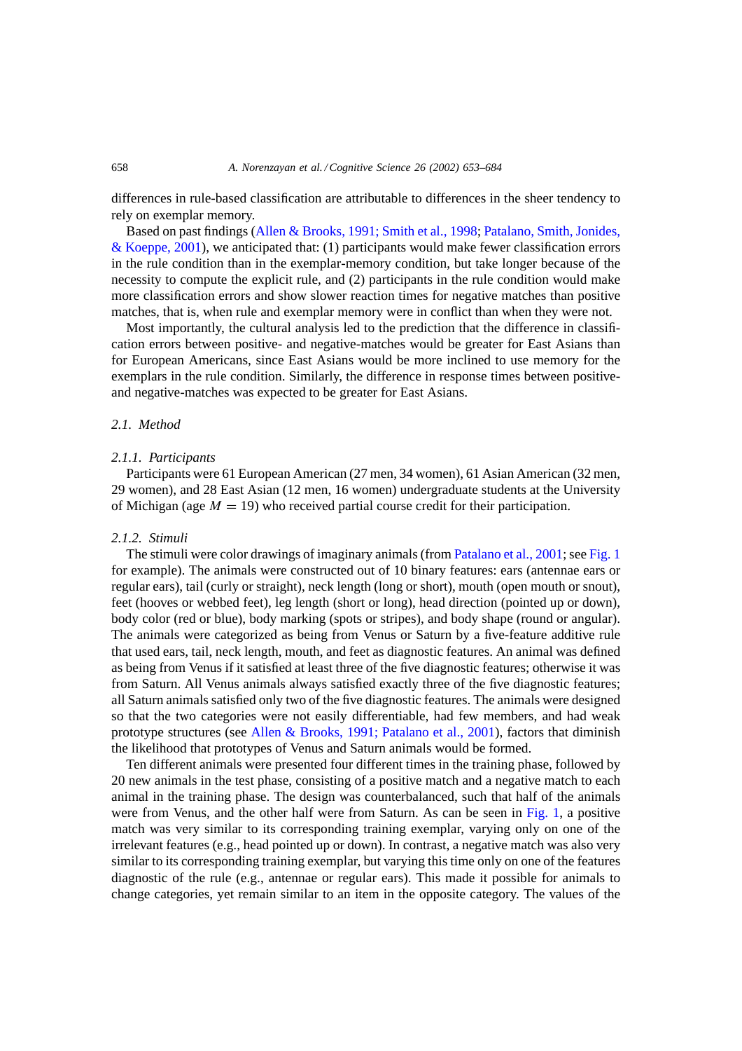differences in rule-based classification are attributable to differences in the sheer tendency to rely on exemplar memory.

Based on past findings (Allen & Brooks, 1991; Smith et al., 1998; Patalano, Smith, Jonides, & Koeppe, 2001), we anticipated that: (1) participants would make fewer classification errors in the rule condition than in the exemplar-memory condition, but take longer because of the necessity to compute the explicit rule, and (2) participants in the rule condition would make more classification errors and show slower reaction times for negative matches than positive matches, that is, when rule and exemplar memory were in conflict than when they were not.

Most importantly, the cultural analysis led to the prediction that the difference in classification errors between positive- and negative-matches would be greater for East Asians than for European Americans, since East Asians would be more inclined to use memory for the exemplars in the rule condition. Similarly, the difference in response times between positive- and negative-matches was expected to be greater for East Asians.

### 2.1. *Method*

#### 2.1.1. *Participants*

Participants were 61 European American (27 men, 34 women), 61 Asian American (32 men, 29 women), and 28 East Asian (12 men, 16 women) undergraduate students at the University of Michigan (age $M = 19$) who received partial course credit for their participation.

#### 2.1.2. *Stimuli*

The stimuli were color drawings of imaginary animals (from Patalano et al., 2001; see Fig. 1 for example). The animals were constructed out of 10 binary features: ears (antennae ears or regular ears), tail (curly or straight), neck length (long or short), mouth (open mouth or snout), feet (hooves or webbed feet), leg length (short or long), head direction (pointed up or down), body color (red or blue), body marking (spots or stripes), and body shape (round or angular). The animals were categorized as being from Venus or Saturn by a five-feature additive rule that used ears, tail, neck length, mouth, and feet as diagnostic features. An animal was defined as being from Venus if it satisfied at least three of the five diagnostic features; otherwise it was from Saturn. All Venus animals always satisfied exactly three of the five diagnostic features; all Saturn animals satisfied only two of the five diagnostic features. The animals were designed so that the two categories were not easily differentiable, had few members, and had weak prototype structures (see Allen & Brooks, 1991; Patalano et al., 2001), factors that diminish the likelihood that prototypes of Venus and Saturn animals would be formed.

Ten different animals were presented four different times in the training phase, followed by 20 new animals in the test phase, consisting of a positive match and a negative match to each animal in the training phase. The design was counterbalanced, such that half of the animals were from Venus, and the other half were from Saturn. As can be seen in Fig. 1, a positive match was very similar to its corresponding training exemplar, varying only on one of the irrelevant features (e.g., head pointed up or down). In contrast, a negative match was also very similar to its corresponding training exemplar, but varying this time only on one of the features diagnostic of the rule (e.g., antennae or regular ears). This made it possible for animals to change categories, yet remain similar to an item in the opposite category. The values of the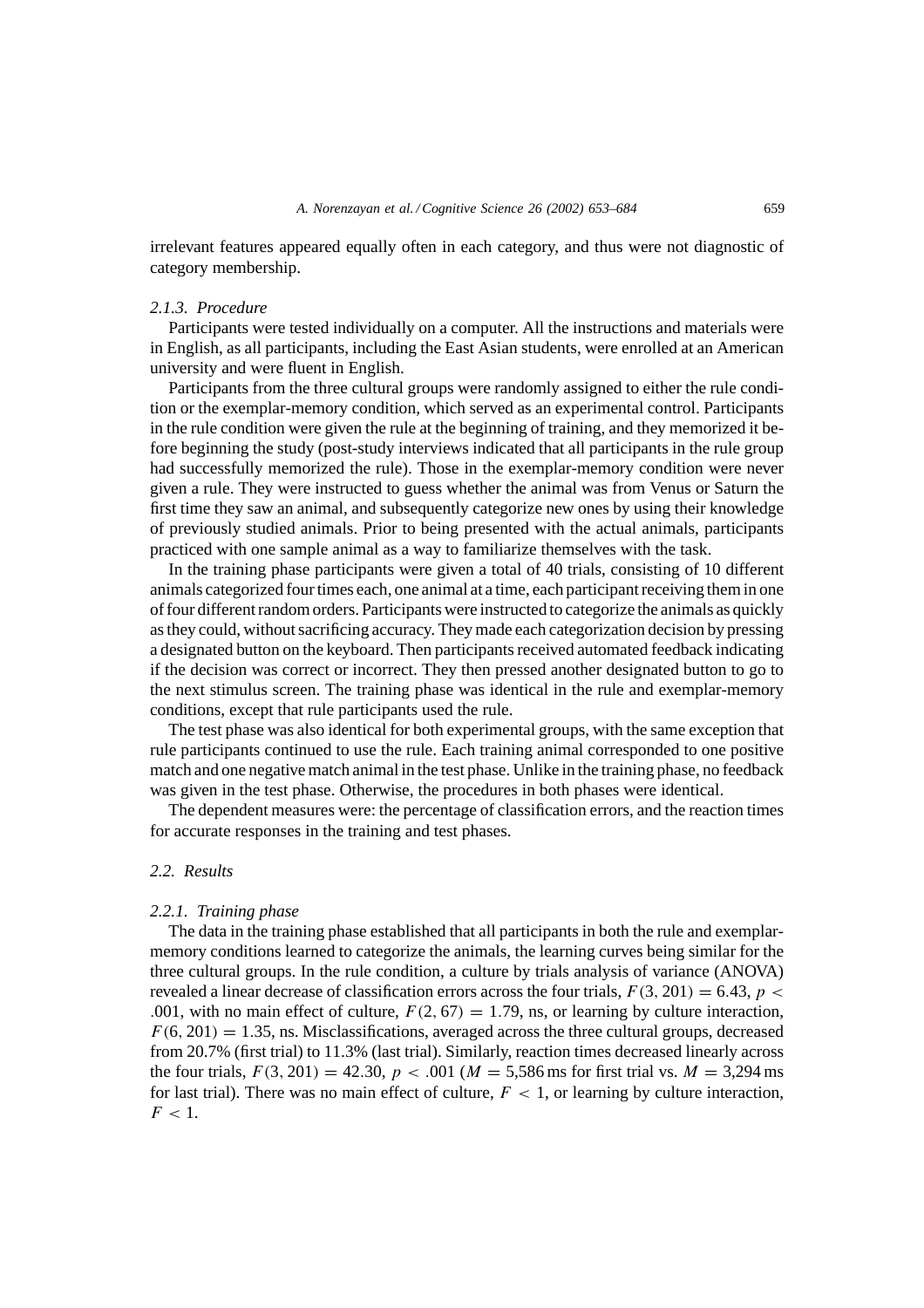irrelevant features appeared equally often in each category, and thus were not diagnostic of category membership.

#### *2.1.3. Procedure*

Participants were tested individually on a computer. All the instructions and materials were in English, as all participants, including the East Asian students, were enrolled at an American university and were fluent in English.

Participants from the three cultural groups were randomly assigned to either the rule condition or the exemplar-memory condition, which served as an experimental control. Participants in the rule condition were given the rule at the beginning of training, and they memorized it before beginning the study (post-study interviews indicated that all participants in the rule group had successfully memorized the rule). Those in the exemplar-memory condition were never given a rule. They were instructed to guess whether the animal was from Venus or Saturn the first time they saw an animal, and subsequently categorize new ones by using their knowledge of previously studied animals. Prior to being presented with the actual animals, participants practiced with one sample animal as a way to familiarize themselves with the task.

In the training phase participants were given a total of 40 trials, consisting of 10 different animals categorized four times each, one animal at a time, each participant receiving them in one of four different random orders. Participants were instructed to categorize the animals as quickly as they could, without sacrificing accuracy. They made each categorization decision by pressing a designated button on the keyboard. Then participants received automated feedback indicating if the decision was correct or incorrect. They then pressed another designated button to go to the next stimulus screen. The training phase was identical in the rule and exemplar-memory conditions, except that rule participants used the rule.

The test phase was also identical for both experimental groups, with the same exception that rule participants continued to use the rule. Each training animal corresponded to one positive match and one negative match animal in the test phase. Unlike in the training phase, no feedback was given in the test phase. Otherwise, the procedures in both phases were identical.

The dependent measures were: the percentage of classification errors, and the reaction times for accurate responses in the training and test phases.

### *2.2. Results*

#### *2.2.1. Training phase*

The data in the training phase established that all participants in both the rule and exemplar-memory conditions learned to categorize the animals, the learning curves being similar for the three cultural groups. In the rule condition, a culture by trials analysis of variance (ANOVA) revealed a linear decrease of classification errors across the four trials, $F(3, 201) = 6.43$, $p < .001$, with no main effect of culture, $F(2, 67) = 1.79$, ns, or learning by culture interaction, $F(6, 201) = 1.35$, ns. Misclassifications, averaged across the three cultural groups, decreased from 20.7% (first trial) to 11.3% (last trial). Similarly, reaction times decreased linearly across the four trials, $F(3, 201) = 42.30$, $p < .001$ ($M = 5{,}586$ ms for first trial vs. $M = 3{,}294$ ms for last trial). There was no main effect of culture, $F < 1$, or learning by culture interaction, $F < 1$.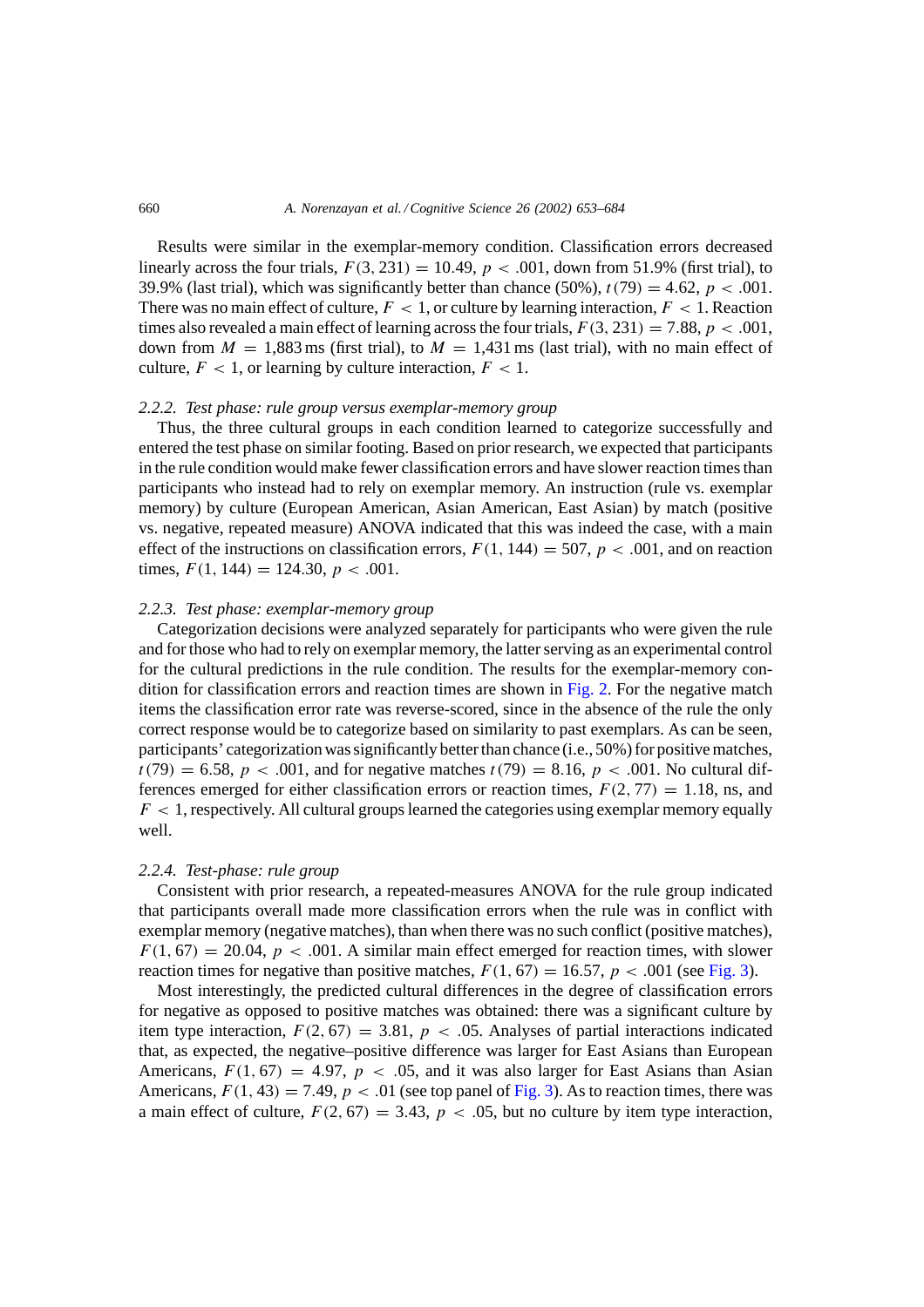Results were similar in the exemplar-memory condition. Classification errors decreased linearly across the four trials, $F(3, 231) = 10.49$, $p < .001$, down from 51.9% (first trial), to 39.9% (last trial), which was significantly better than chance (50%), $t(79) = 4.62$, $p < .001$. There was no main effect of culture, $F < 1$, or culture by learning interaction, $F < 1$. Reaction times also revealed a main effect of learning across the four trials, $F(3, 231) = 7.88$, $p < .001$, down from $M = 1{,}883$ ms (first trial), to $M = 1{,}431$ ms (last trial), with no main effect of culture, $F < 1$, or learning by culture interaction, $F < 1$.

### 2.2.2. *Test phase: rule group versus exemplar-memory group*

Thus, the three cultural groups in each condition learned to categorize successfully and entered the test phase on similar footing. Based on prior research, we expected that participants in the rule condition would make fewer classification errors and have slower reaction times than participants who instead had to rely on exemplar memory. An instruction (rule vs. exemplar memory) by culture (European American, Asian American, East Asian) by match (positive vs. negative, repeated measure) ANOVA indicated that this was indeed the case, with a main effect of the instructions on classification errors, $F(1, 144) = 507$, $p < .001$, and on reaction times, $F(1, 144) = 124.30$, $p < .001$.

### 2.2.3. *Test phase: exemplar-memory group*

Categorization decisions were analyzed separately for participants who were given the rule and for those who had to rely on exemplar memory, the latter serving as an experimental control for the cultural predictions in the rule condition. The results for the exemplar-memory condition for classification errors and reaction times are shown in Fig. 2. For the negative match items the classification error rate was reverse-scored, since in the absence of the rule the only correct response would be to categorize based on similarity to past exemplars. As can be seen, participants' categorization was significantly better than chance (i.e., 50%) for positive matches, $t(79) = 6.58$, $p < .001$, and for negative matches $t(79) = 8.16$, $p < .001$. No cultural differences emerged for either classification errors or reaction times, $F(2, 77) = 1.18$, ns, and $F < 1$, respectively. All cultural groups learned the categories using exemplar memory equally well.

### 2.2.4. *Test-phase: rule group*

Consistent with prior research, a repeated-measures ANOVA for the rule group indicated that participants overall made more classification errors when the rule was in conflict with exemplar memory (negative matches), than when there was no such conflict (positive matches), $F(1, 67) = 20.04$, $p < .001$. A similar main effect emerged for reaction times, with slower reaction times for negative than positive matches, $F(1, 67) = 16.57$, $p < .001$ (see Fig. 3).

Most interestingly, the predicted cultural differences in the degree of classification errors for negative as opposed to positive matches was obtained: there was a significant culture by item type interaction, $F(2, 67) = 3.81$, $p < .05$. Analyses of partial interactions indicated that, as expected, the negative–positive difference was larger for East Asians than European Americans, $F(1, 67) = 4.97$, $p < .05$, and it was also larger for East Asians than Asian Americans, $F(1, 43) = 7.49$, $p < .01$ (see top panel of Fig. 3). As to reaction times, there was a main effect of culture, $F(2, 67) = 3.43$, $p < .05$, but no culture by item type interaction,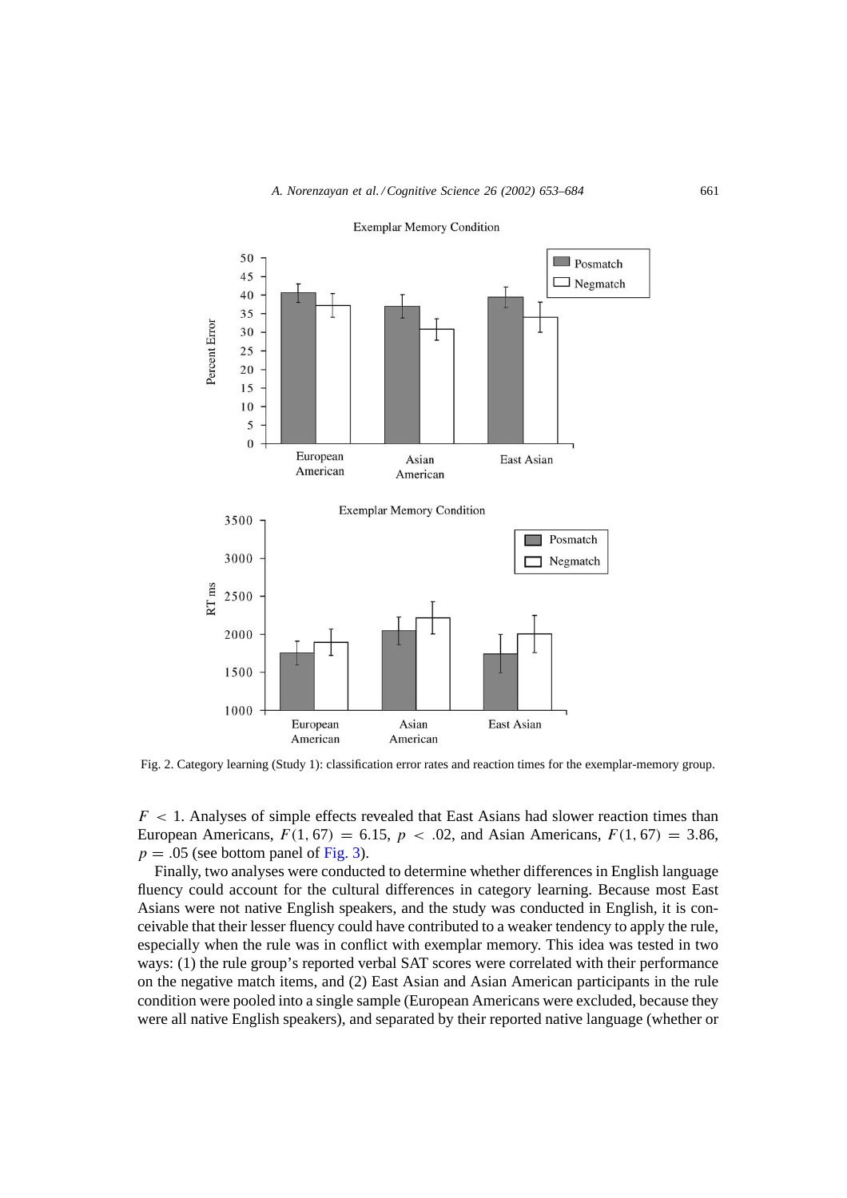Fig. 2. Category learning (Study 1): classification error rates and reaction times for the exemplar-memory group.

$F < 1$. Analyses of simple effects revealed that East Asians had slower reaction times than European Americans, $F(1, 67) = 6.15$, $p < .02$, and Asian Americans, $F(1, 67) = 3.86$, $p = .05$ (see bottom panel of Fig. 3).

Finally, two analyses were conducted to determine whether differences in English language fluency could account for the cultural differences in category learning. Because most East Asians were not native English speakers, and the study was conducted in English, it is conceivable that their lesser fluency could have contributed to a weaker tendency to apply the rule, especially when the rule was in conflict with exemplar memory. This idea was tested in two ways: (1) the rule group's reported verbal SAT scores were correlated with their performance on the negative match items, and (2) East Asian and Asian American participants in the rule condition were pooled into a single sample (European Americans were excluded, because they were all native English speakers), and separated by their reported native language (whether or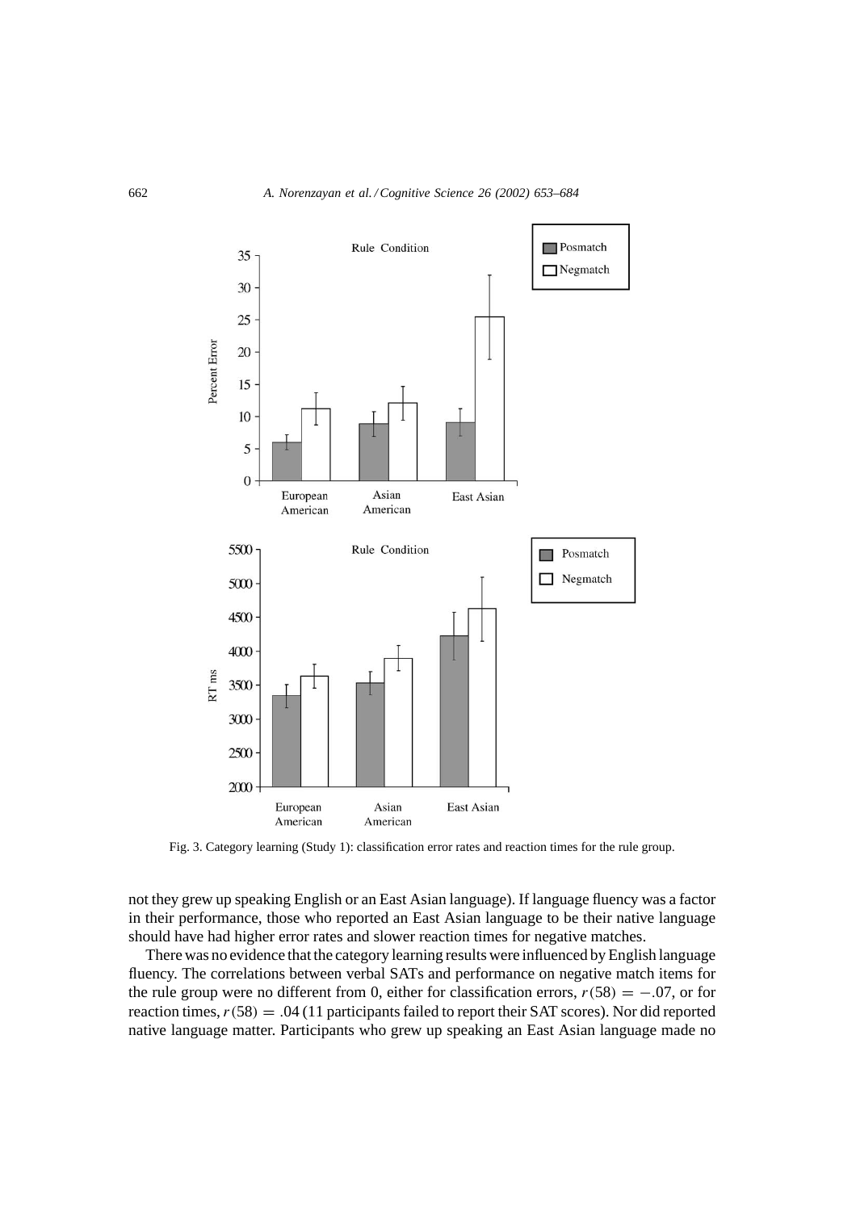Fig. 3. Category learning (Study 1): classification error rates and reaction times for the rule group.

not they grew up speaking English or an East Asian language). If language fluency was a factor in their performance, those who reported an East Asian language to be their native language should have had higher error rates and slower reaction times for negative matches.

There was no evidence that the category learning results were influenced by English language fluency. The correlations between verbal SATs and performance on negative match items for the rule group were no different from 0, either for classification errors, $r(58) = -.07$, or for reaction times, $r(58) = .04$ (11 participants failed to report their SAT scores). Nor did reported native language matter. Participants who grew up speaking an East Asian language made no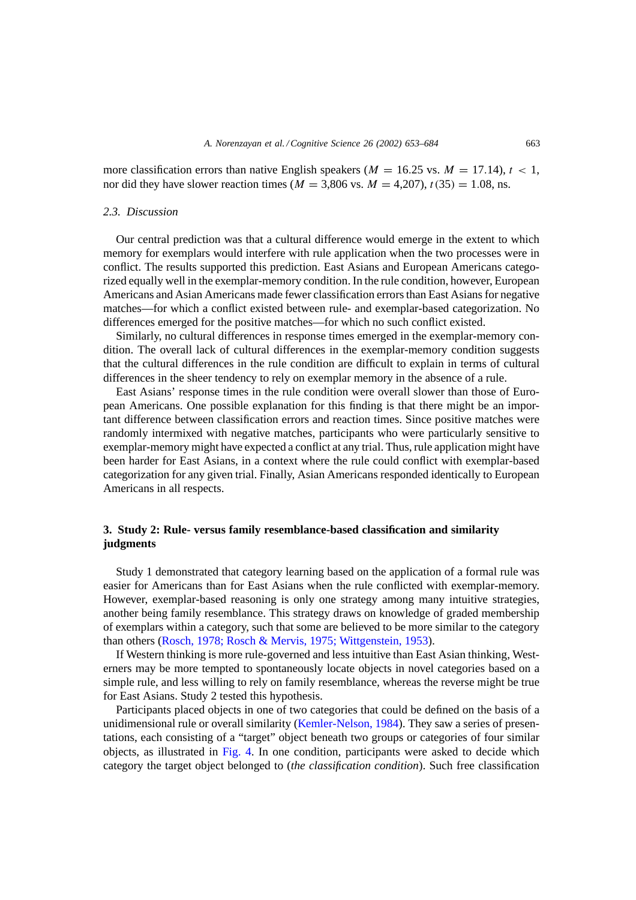more classification errors than native English speakers ($M = 16.25$ vs. $M = 17.14$), $t < 1$, nor did they have slower reaction times ($M = 3{,}806$ vs. $M = 4{,}207$), $t(35) = 1.08$, ns.

### 2.3. Discussion

Our central prediction was that a cultural difference would emerge in the extent to which memory for exemplars would interfere with rule application when the two processes were in conflict. The results supported this prediction. East Asians and European Americans categorized equally well in the exemplar-memory condition. In the rule condition, however, European Americans and Asian Americans made fewer classification errors than East Asians for negative matches—for which a conflict existed between rule- and exemplar-based categorization. No differences emerged for the positive matches—for which no such conflict existed.

Similarly, no cultural differences in response times emerged in the exemplar-memory condition. The overall lack of cultural differences in the exemplar-memory condition suggests that the cultural differences in the rule condition are difficult to explain in terms of cultural differences in the sheer tendency to rely on exemplar memory in the absence of a rule.

East Asians' response times in the rule condition were overall slower than those of European Americans. One possible explanation for this finding is that there might be an important difference between classification errors and reaction times. Since positive matches were randomly intermixed with negative matches, participants who were particularly sensitive to exemplar-memory might have expected a conflict at any trial. Thus, rule application might have been harder for East Asians, in a context where the rule could conflict with exemplar-based categorization for any given trial. Finally, Asian Americans responded identically to European Americans in all respects.

## 3. Study 2: Rule- versus family resemblance-based classification and similarity judgments

Study 1 demonstrated that category learning based on the application of a formal rule was easier for Americans than for East Asians when the rule conflicted with exemplar-memory. However, exemplar-based reasoning is only one strategy among many intuitive strategies, another being family resemblance. This strategy draws on knowledge of graded membership of exemplars within a category, such that some are believed to be more similar to the category than others (Rosch, 1978; Rosch & Mervis, 1975; Wittgenstein, 1953).

If Western thinking is more rule-governed and less intuitive than East Asian thinking, Westerners may be more tempted to spontaneously locate objects in novel categories based on a simple rule, and less willing to rely on family resemblance, whereas the reverse might be true for East Asians. Study 2 tested this hypothesis.

Participants placed objects in one of two categories that could be defined on the basis of a unidimensional rule or overall similarity (Kemler-Nelson, 1984). They saw a series of presentations, each consisting of a "target" object beneath two groups or categories of four similar objects, as illustrated in Fig. 4. In one condition, participants were asked to decide which category the target object belonged to (*the classification condition*). Such free classification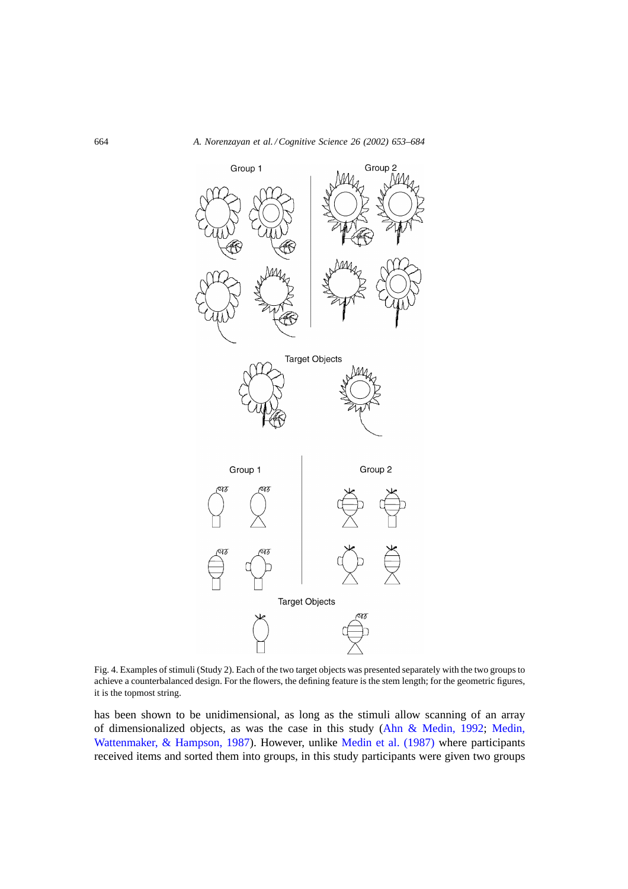Fig. 4. Examples of stimuli (Study 2). Each of the two target objects was presented separately with the two groups to achieve a counterbalanced design. For the flowers, the defining feature is the stem length; for the geometric figures, it is the topmost string.

has been shown to be unidimensional, as long as the stimuli allow scanning of an array of dimensionalized objects, as was the case in this study (Ahn & Medin, 1992; Medin, Wattenmaker, & Hampson, 1987). However, unlike Medin et al. (1987) where participants received items and sorted them into groups, in this study participants were given two groups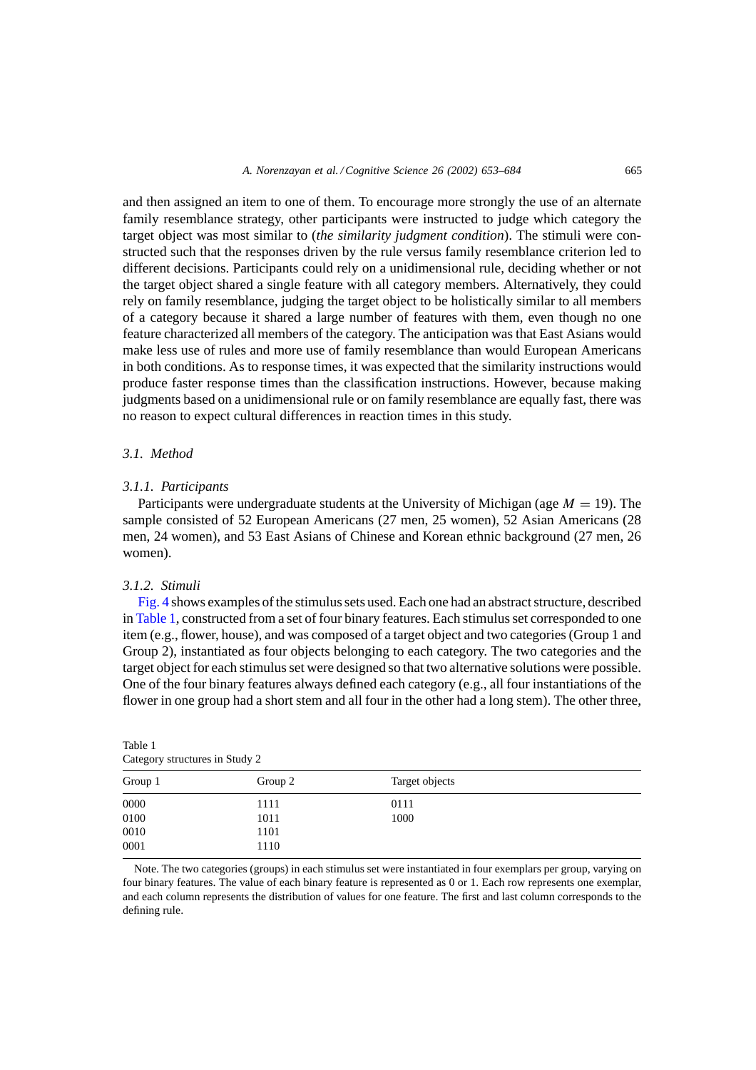and then assigned an item to one of them. To encourage more strongly the use of an alternate family resemblance strategy, other participants were instructed to judge which category the target object was most similar to (*the similarity judgment condition*). The stimuli were constructed such that the responses driven by the rule versus family resemblance criterion led to different decisions. Participants could rely on a unidimensional rule, deciding whether or not the target object shared a single feature with all category members. Alternatively, they could rely on family resemblance, judging the target object to be holistically similar to all members of a category because it shared a large number of features with them, even though no one feature characterized all members of the category. The anticipation was that East Asians would make less use of rules and more use of family resemblance than would European Americans in both conditions. As to response times, it was expected that the similarity instructions would produce faster response times than the classification instructions. However, because making judgments based on a unidimensional rule or on family resemblance are equally fast, there was no reason to expect cultural differences in reaction times in this study.

### 3.1. *Method*

#### 3.1.1. *Participants*

Participants were undergraduate students at the University of Michigan (age $M = 19$). The sample consisted of 52 European Americans (27 men, 25 women), 52 Asian Americans (28 men, 24 women), and 53 East Asians of Chinese and Korean ethnic background (27 men, 26 women).

#### 3.1.2. *Stimuli*

Fig. 4 shows examples of the stimulus sets used. Each one had an abstract structure, described in Table 1, constructed from a set of four binary features. Each stimulus set corresponded to one item (e.g., flower, house), and was composed of a target object and two categories (Group 1 and Group 2), instantiated as four objects belonging to each category. The two categories and the target object for each stimulus set were designed so that two alternative solutions were possible. One of the four binary features always defined each category (e.g., all four instantiations of the flower in one group had a short stem and all four in the other had a long stem). The other three,

Table 1
Category structures in Study 2

| Group 1 | Group 2 | Target objects |
|---|---|---|
| 0000 | 1111 | 0111 |
| 0100 | 1011 | 1000 |
| 0010 | 1101 | |
| 0001 | 1110 | |

Note. The two categories (groups) in each stimulus set were instantiated in four exemplars per group, varying on four binary features. The value of each binary feature is represented as 0 or 1. Each row represents one exemplar, and each column represents the distribution of values for one feature. The first and last column corresponds to the defining rule.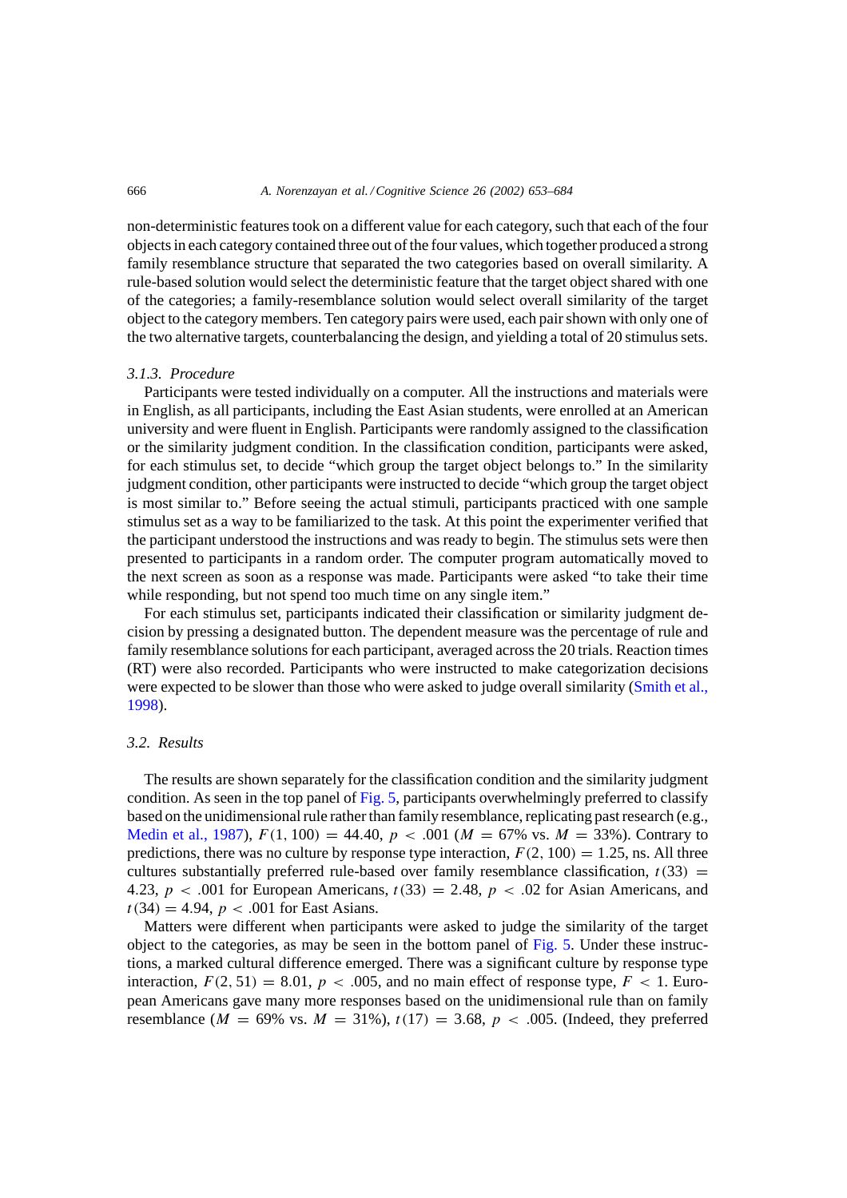non-deterministic features took on a different value for each category, such that each of the four objects in each category contained three out of the four values, which together produced a strong family resemblance structure that separated the two categories based on overall similarity. A rule-based solution would select the deterministic feature that the target object shared with one of the categories; a family-resemblance solution would select overall similarity of the target object to the category members. Ten category pairs were used, each pair shown with only one of the two alternative targets, counterbalancing the design, and yielding a total of 20 stimulus sets.

### 3.1.3. Procedure

Participants were tested individually on a computer. All the instructions and materials were in English, as all participants, including the East Asian students, were enrolled at an American university and were fluent in English. Participants were randomly assigned to the classification or the similarity judgment condition. In the classification condition, participants were asked, for each stimulus set, to decide "which group the target object belongs to." In the similarity judgment condition, other participants were instructed to decide "which group the target object is most similar to." Before seeing the actual stimuli, participants practiced with one sample stimulus set as a way to be familiarized to the task. At this point the experimenter verified that the participant understood the instructions and was ready to begin. The stimulus sets were then presented to participants in a random order. The computer program automatically moved to the next screen as soon as a response was made. Participants were asked "to take their time while responding, but not spend too much time on any single item."

For each stimulus set, participants indicated their classification or similarity judgment decision by pressing a designated button. The dependent measure was the percentage of rule and family resemblance solutions for each participant, averaged across the 20 trials. Reaction times (RT) were also recorded. Participants who were instructed to make categorization decisions were expected to be slower than those who were asked to judge overall similarity (Smith et al., 1998).

## 3.2. Results

The results are shown separately for the classification condition and the similarity judgment condition. As seen in the top panel of Fig. 5, participants overwhelmingly preferred to classify based on the unidimensional rule rather than family resemblance, replicating past research (e.g., Medin et al., 1987), $F(1, 100) = 44.40$, $p < .001$ ($M = 67\%$ vs. $M = 33\%$). Contrary to predictions, there was no culture by response type interaction, $F(2, 100) = 1.25$, ns. All three cultures substantially preferred rule-based over family resemblance classification, $t(33) = 4.23$, $p < .001$ for European Americans, $t(33) = 2.48$, $p < .02$ for Asian Americans, and $t(34) = 4.94$, $p < .001$ for East Asians.

Matters were different when participants were asked to judge the similarity of the target object to the categories, as may be seen in the bottom panel of Fig. 5. Under these instructions, a marked cultural difference emerged. There was a significant culture by response type interaction, $F(2, 51) = 8.01$, $p < .005$, and no main effect of response type, $F < 1$. European Americans gave many more responses based on the unidimensional rule than on family resemblance ($M = 69\%$ vs. $M = 31\%$), $t(17) = 3.68$, $p < .005$. (Indeed, they preferred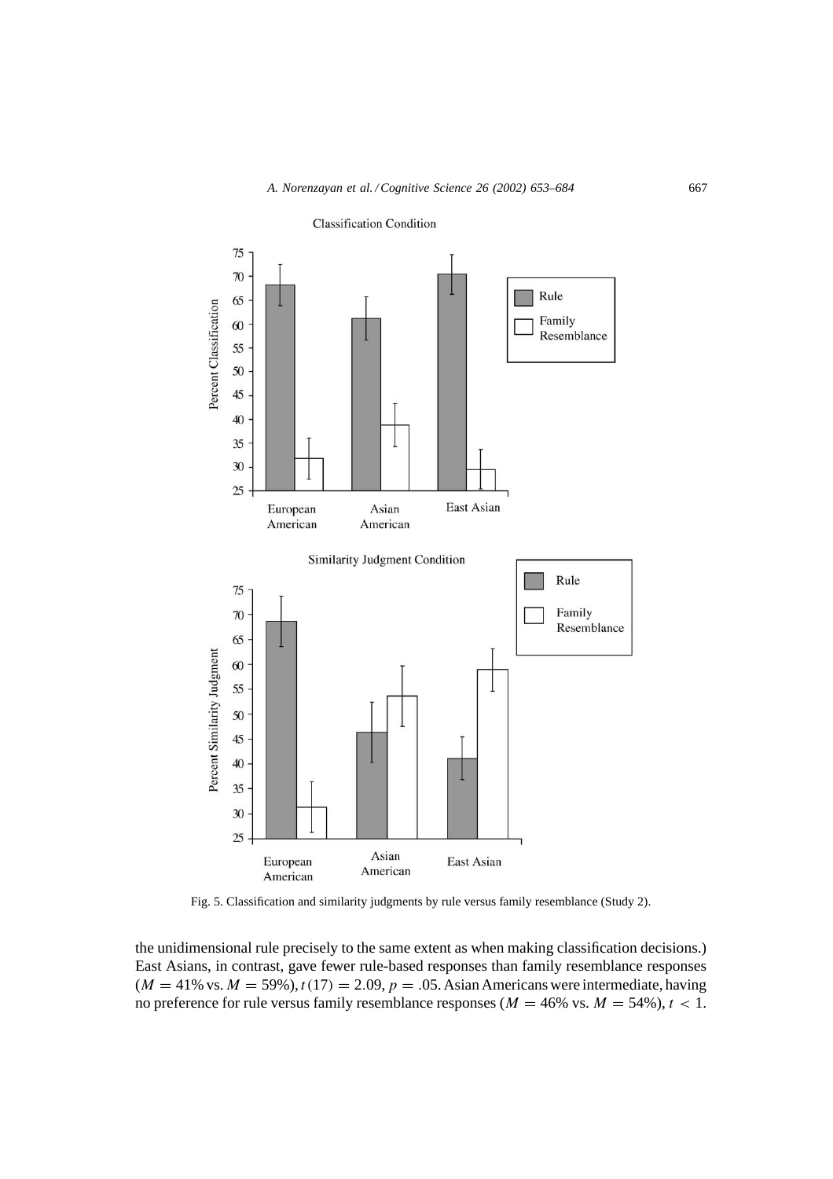Fig. 5. Classification and similarity judgments by rule versus family resemblance (Study 2).

the unidimensional rule precisely to the same extent as when making classification decisions.) East Asians, in contrast, gave fewer rule-based responses than family resemblance responses ($M = 41\%$ vs. $M = 59\%$), $t(17) = 2.09$, $p = .05$. Asian Americans were intermediate, having no preference for rule versus family resemblance responses ($M = 46\%$ vs. $M = 54\%$), $t < 1$.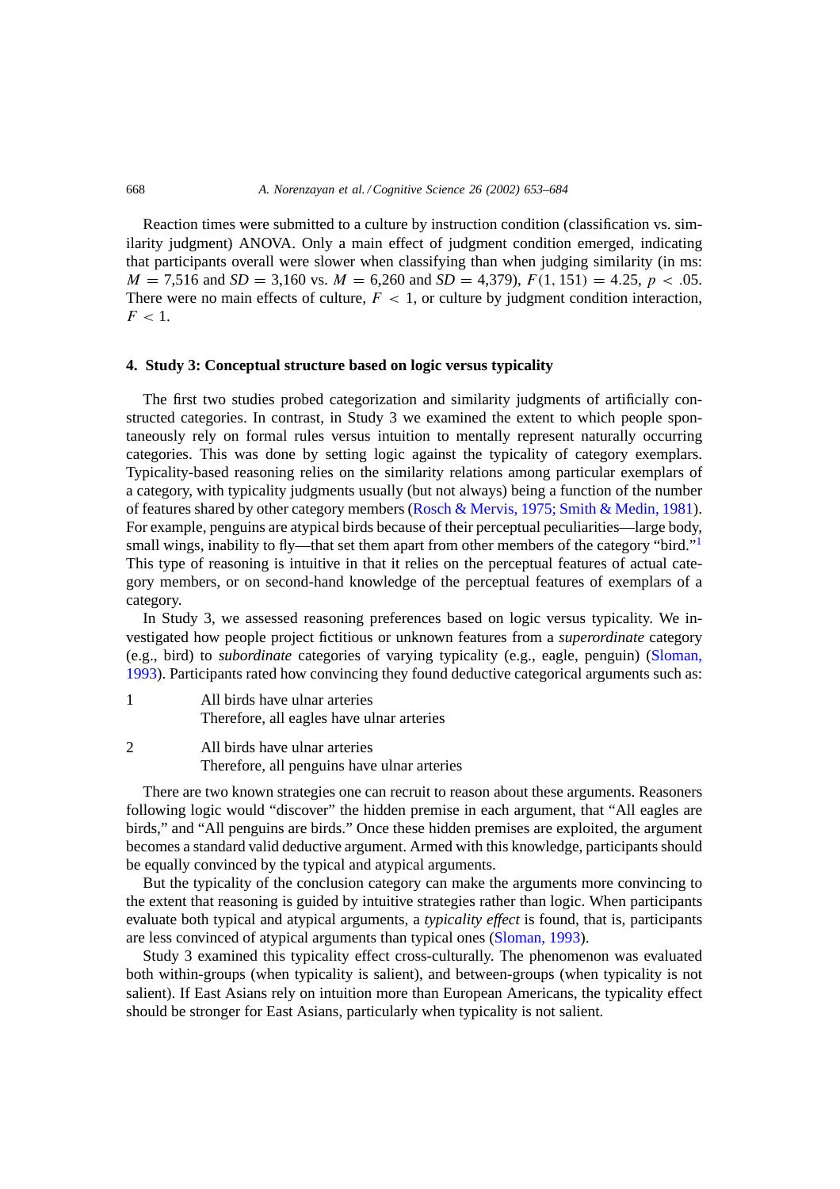Reaction times were submitted to a culture by instruction condition (classification vs. similarity judgment) ANOVA. Only a main effect of judgment condition emerged, indicating that participants overall were slower when classifying than when judging similarity (in ms: $M = 7{,}516$ and $SD = 3{,}160$ vs. $M = 6{,}260$ and $SD = 4{,}379$), $F(1, 151) = 4.25$, $p < .05$. There were no main effects of culture, $F < 1$, or culture by judgment condition interaction, $F < 1$.

## 4. Study 3: Conceptual structure based on logic versus typicality

The first two studies probed categorization and similarity judgments of artificially constructed categories. In contrast, in Study 3 we examined the extent to which people spontaneously rely on formal rules versus intuition to mentally represent naturally occurring categories. This was done by setting logic against the typicality of category exemplars. Typicality-based reasoning relies on the similarity relations among particular exemplars of a category, with typicality judgments usually (but not always) being a function of the number of features shared by other category members (Rosch & Mervis, 1975; Smith & Medin, 1981). For example, penguins are atypical birds because of their perceptual peculiarities—large body, small wings, inability to fly—that set them apart from other members of the category "bird."[1] This type of reasoning is intuitive in that it relies on the perceptual features of actual category members, or on second-hand knowledge of the perceptual features of exemplars of a category.

In Study 3, we assessed reasoning preferences based on logic versus typicality. We investigated how people project fictitious or unknown features from a *superordinate* category (e.g., bird) to *subordinate* categories of varying typicality (e.g., eagle, penguin) (Sloman, 1993). Participants rated how convincing they found deductive categorical arguments such as:

1. All birds have ulnar arteries
   Therefore, all eagles have ulnar arteries

2. All birds have ulnar arteries
   Therefore, all penguins have ulnar arteries

There are two known strategies one can recruit to reason about these arguments. Reasoners following logic would "discover" the hidden premise in each argument, that "All eagles are birds," and "All penguins are birds." Once these hidden premises are exploited, the argument becomes a standard valid deductive argument. Armed with this knowledge, participants should be equally convinced by the typical and atypical arguments.

But the typicality of the conclusion category can make the arguments more convincing to the extent that reasoning is guided by intuitive strategies rather than logic. When participants evaluate both typical and atypical arguments, a *typicality effect* is found, that is, participants are less convinced of atypical arguments than typical ones (Sloman, 1993).

Study 3 examined this typicality effect cross-culturally. The phenomenon was evaluated both within-groups (when typicality is salient), and between-groups (when typicality is not salient). If East Asians rely on intuition more than European Americans, the typicality effect should be stronger for East Asians, particularly when typicality is not salient.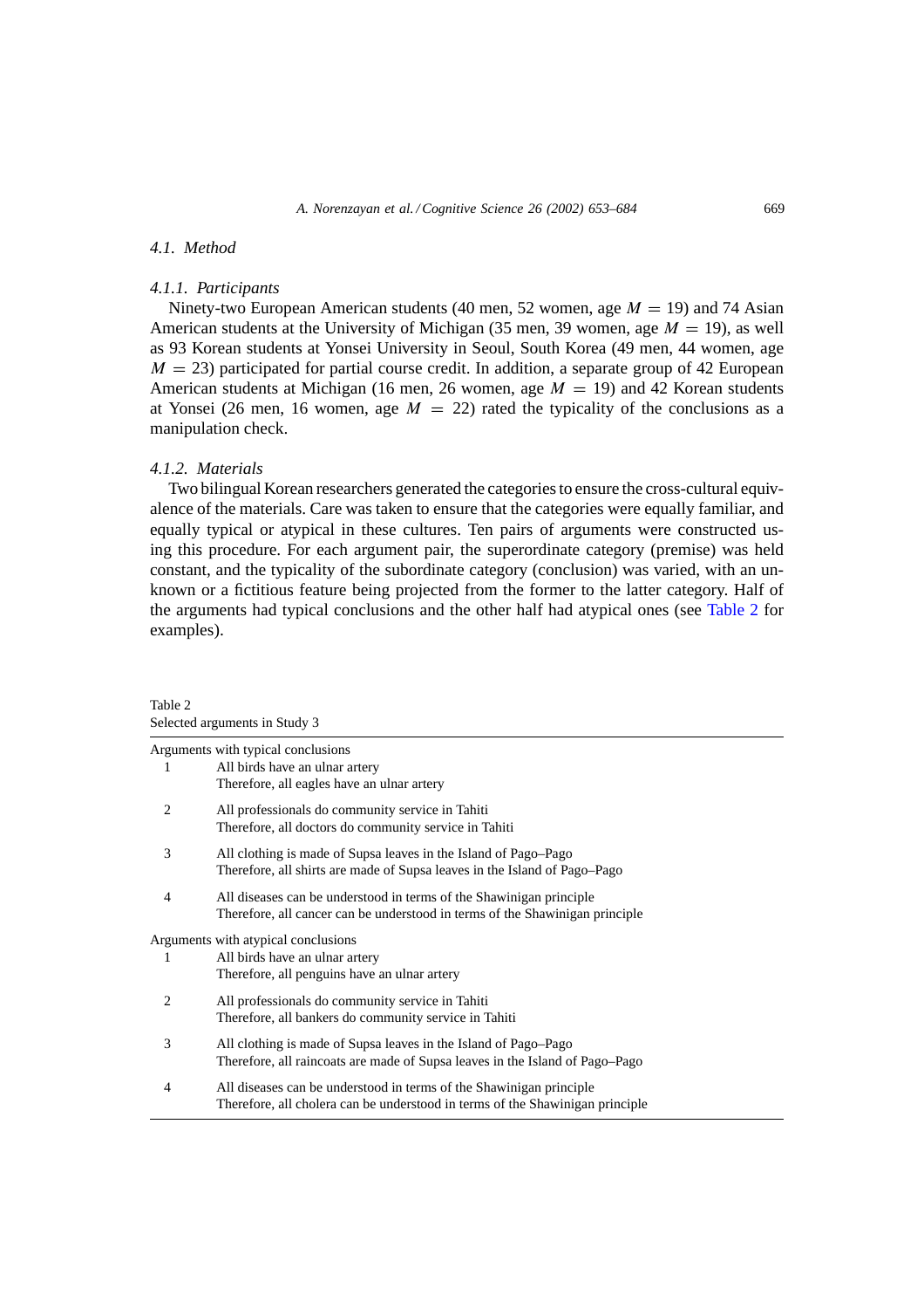### 4.1. Method

#### 4.1.1. Participants

Ninety-two European American students (40 men, 52 women, age $M = 19$) and 74 Asian American students at the University of Michigan (35 men, 39 women, age $M = 19$), as well as 93 Korean students at Yonsei University in Seoul, South Korea (49 men, 44 women, age $M = 23$) participated for partial course credit. In addition, a separate group of 42 European American students at Michigan (16 men, 26 women, age $M = 19$) and 42 Korean students at Yonsei (26 men, 16 women, age $M = 22$) rated the typicality of the conclusions as a manipulation check.

#### 4.1.2. Materials

Two bilingual Korean researchers generated the categories to ensure the cross-cultural equivalence of the materials. Care was taken to ensure that the categories were equally familiar, and equally typical or atypical in these cultures. Ten pairs of arguments were constructed using this procedure. For each argument pair, the superordinate category (premise) was held constant, and the typicality of the subordinate category (conclusion) was varied, with an unknown or a fictitious feature being projected from the former to the latter category. Half of the arguments had typical conclusions and the other half had atypical ones (see Table 2 for examples).

Table 2
Selected arguments in Study 3

| | |
|---|---|
| **Arguments with typical conclusions** | |
| 1 | All birds have an ulnar artery<br>Therefore, all eagles have an ulnar artery |
| 2 | All professionals do community service in Tahiti<br>Therefore, all doctors do community service in Tahiti |
| 3 | All clothing is made of Supsa leaves in the Island of Pago–Pago<br>Therefore, all shirts are made of Supsa leaves in the Island of Pago–Pago |
| 4 | All diseases can be understood in terms of the Shawinigan principle<br>Therefore, all cancer can be understood in terms of the Shawinigan principle |
| **Arguments with atypical conclusions** | |
| 1 | All birds have an ulnar artery<br>Therefore, all penguins have an ulnar artery |
| 2 | All professionals do community service in Tahiti<br>Therefore, all bankers do community service in Tahiti |
| 3 | All clothing is made of Supsa leaves in the Island of Pago–Pago<br>Therefore, all raincoats are made of Supsa leaves in the Island of Pago–Pago |
| 4 | All diseases can be understood in terms of the Shawinigan principle<br>Therefore, all cholera can be understood in terms of the Shawinigan principle |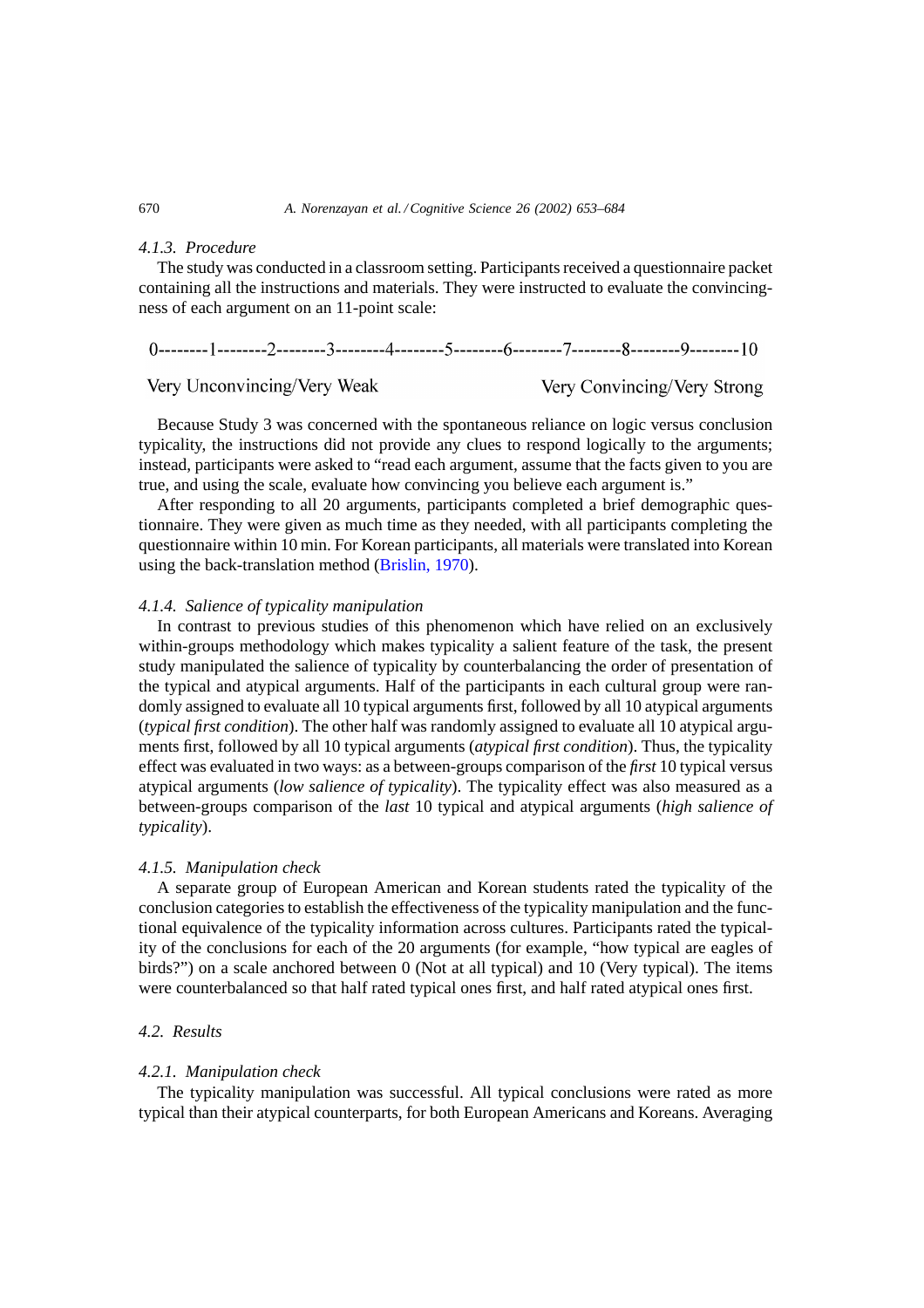#### 4.1.3. Procedure

The study was conducted in a classroom setting. Participants received a questionnaire packet containing all the instructions and materials. They were instructed to evaluate the convincingness of each argument on an 11-point scale:

0--------1--------2--------3--------4--------5--------6--------7--------8--------9--------10

Very Unconvincing/Very Weak                                        Very Convincing/Very Strong

Because Study 3 was concerned with the spontaneous reliance on logic versus conclusion typicality, the instructions did not provide any clues to respond logically to the arguments; instead, participants were asked to "read each argument, assume that the facts given to you are true, and using the scale, evaluate how convincing you believe each argument is."

After responding to all 20 arguments, participants completed a brief demographic questionnaire. They were given as much time as they needed, with all participants completing the questionnaire within 10 min. For Korean participants, all materials were translated into Korean using the back-translation method (Brislin, 1970).

#### 4.1.4. Salience of typicality manipulation

In contrast to previous studies of this phenomenon which have relied on an exclusively within-groups methodology which makes typicality a salient feature of the task, the present study manipulated the salience of typicality by counterbalancing the order of presentation of the typical and atypical arguments. Half of the participants in each cultural group were randomly assigned to evaluate all 10 typical arguments first, followed by all 10 atypical arguments (*typical first condition*). The other half was randomly assigned to evaluate all 10 atypical arguments first, followed by all 10 typical arguments (*atypical first condition*). Thus, the typicality effect was evaluated in two ways: as a between-groups comparison of the *first* 10 typical versus atypical arguments (*low salience of typicality*). The typicality effect was also measured as a between-groups comparison of the *last* 10 typical and atypical arguments (*high salience of typicality*).

#### 4.1.5. Manipulation check

A separate group of European American and Korean students rated the typicality of the conclusion categories to establish the effectiveness of the typicality manipulation and the functional equivalence of the typicality information across cultures. Participants rated the typicality of the conclusions for each of the 20 arguments (for example, "how typical are eagles of birds?") on a scale anchored between 0 (Not at all typical) and 10 (Very typical). The items were counterbalanced so that half rated typical ones first, and half rated atypical ones first.

### 4.2. Results

#### 4.2.1. Manipulation check

The typicality manipulation was successful. All typical conclusions were rated as more typical than their atypical counterparts, for both European Americans and Koreans. Averaging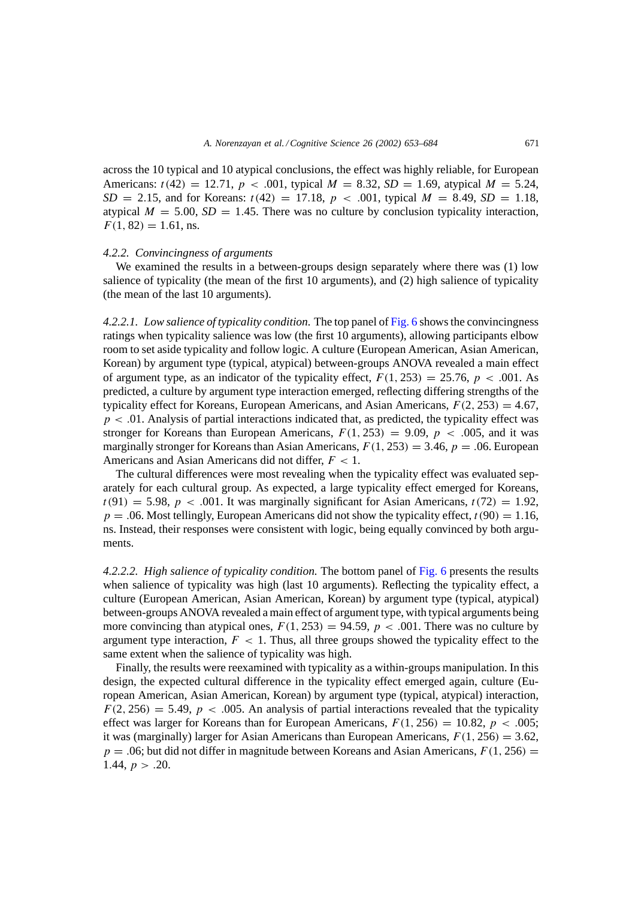across the 10 typical and 10 atypical conclusions, the effect was highly reliable, for European Americans: $t(42) = 12.71$, $p < .001$, typical $M = 8.32$, $SD = 1.69$, atypical $M = 5.24$, $SD = 2.15$, and for Koreans: $t(42) = 17.18$, $p < .001$, typical $M = 8.49$, $SD = 1.18$, atypical $M = 5.00$, $SD = 1.45$. There was no culture by conclusion typicality interaction, $F(1, 82) = 1.61$, ns.

#### *4.2.2. Convincingness of arguments*

We examined the results in a between-groups design separately where there was (1) low salience of typicality (the mean of the first 10 arguments), and (2) high salience of typicality (the mean of the last 10 arguments).

*4.2.2.1. Low salience of typicality condition.* The top panel of Fig. 6 shows the convincingness ratings when typicality salience was low (the first 10 arguments), allowing participants elbow room to set aside typicality and follow logic. A culture (European American, Asian American, Korean) by argument type (typical, atypical) between-groups ANOVA revealed a main effect of argument type, as an indicator of the typicality effect, $F(1, 253) = 25.76$, $p < .001$. As predicted, a culture by argument type interaction emerged, reflecting differing strengths of the typicality effect for Koreans, European Americans, and Asian Americans, $F(2, 253) = 4.67$, $p < .01$. Analysis of partial interactions indicated that, as predicted, the typicality effect was stronger for Koreans than European Americans, $F(1, 253) = 9.09$, $p < .005$, and it was marginally stronger for Koreans than Asian Americans, $F(1, 253) = 3.46$, $p = .06$. European Americans and Asian Americans did not differ, $F < 1$.

The cultural differences were most revealing when the typicality effect was evaluated separately for each cultural group. As expected, a large typicality effect emerged for Koreans, $t(91) = 5.98$, $p < .001$. It was marginally significant for Asian Americans, $t(72) = 1.92$, $p = .06$. Most tellingly, European Americans did not show the typicality effect, $t(90) = 1.16$, ns. Instead, their responses were consistent with logic, being equally convinced by both arguments.

*4.2.2.2. High salience of typicality condition.* The bottom panel of Fig. 6 presents the results when salience of typicality was high (last 10 arguments). Reflecting the typicality effect, a culture (European American, Asian American, Korean) by argument type (typical, atypical) between-groups ANOVA revealed a main effect of argument type, with typical arguments being more convincing than atypical ones, $F(1, 253) = 94.59$, $p < .001$. There was no culture by argument type interaction, $F < 1$. Thus, all three groups showed the typicality effect to the same extent when the salience of typicality was high.

Finally, the results were reexamined with typicality as a within-groups manipulation. In this design, the expected cultural difference in the typicality effect emerged again, culture (European American, Asian American, Korean) by argument type (typical, atypical) interaction, $F(2, 256) = 5.49$, $p < .005$. An analysis of partial interactions revealed that the typicality effect was larger for Koreans than for European Americans, $F(1, 256) = 10.82$, $p < .005$; it was (marginally) larger for Asian Americans than European Americans, $F(1, 256) = 3.62$, $p = .06$; but did not differ in magnitude between Koreans and Asian Americans, $F(1, 256) = 1.44$, $p > .20$.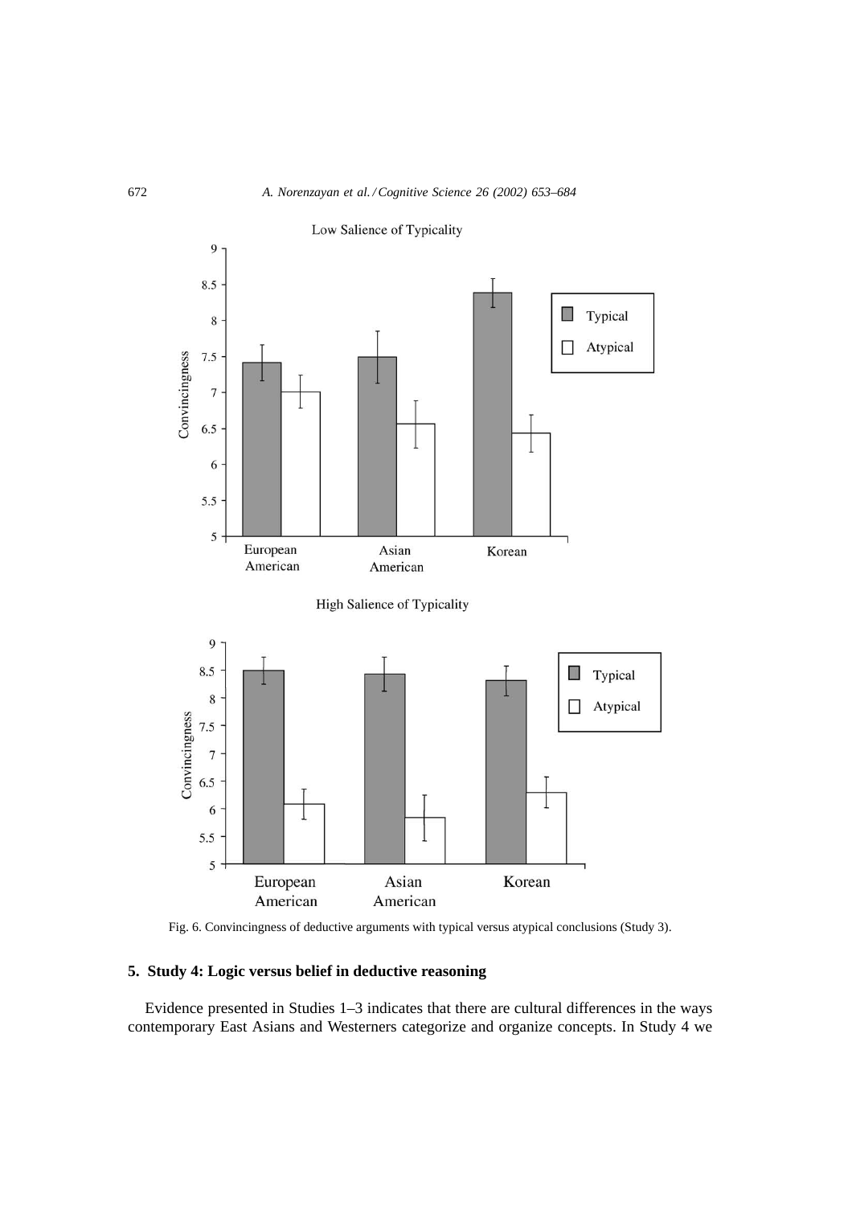Fig. 6. Convincingness of deductive arguments with typical versus atypical conclusions (Study 3).

## 5. Study 4: Logic versus belief in deductive reasoning

Evidence presented in Studies 1–3 indicates that there are cultural differences in the ways contemporary East Asians and Westerners categorize and organize concepts. In Study 4 we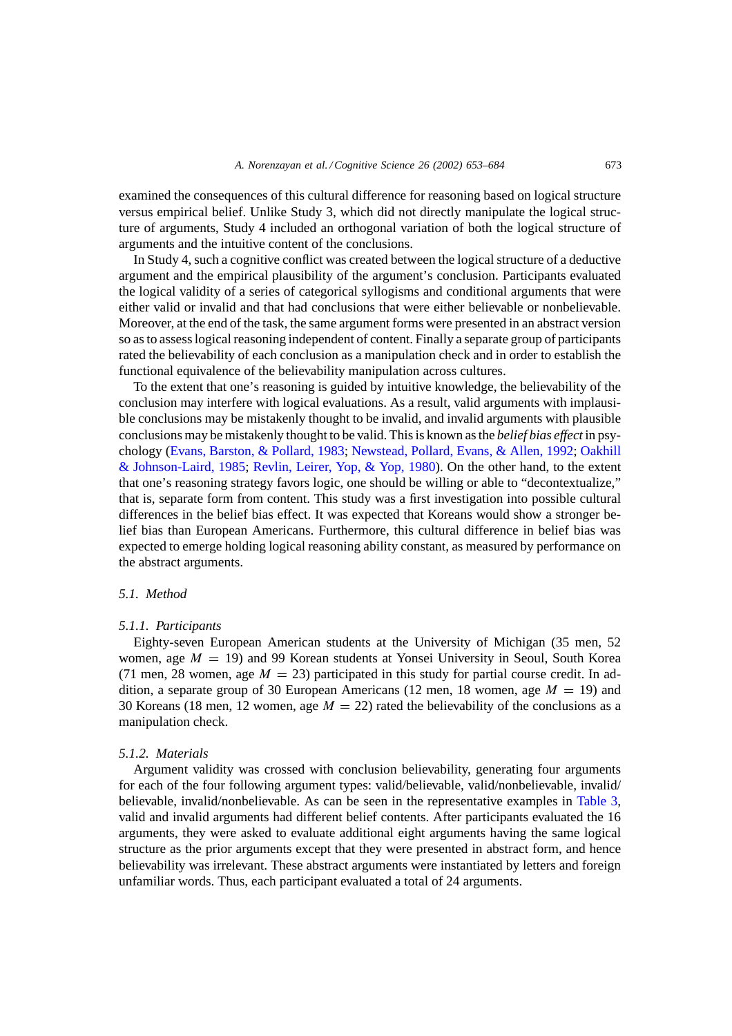examined the consequences of this cultural difference for reasoning based on logical structure versus empirical belief. Unlike Study 3, which did not directly manipulate the logical structure of arguments, Study 4 included an orthogonal variation of both the logical structure of arguments and the intuitive content of the conclusions.

In Study 4, such a cognitive conflict was created between the logical structure of a deductive argument and the empirical plausibility of the argument's conclusion. Participants evaluated the logical validity of a series of categorical syllogisms and conditional arguments that were either valid or invalid and that had conclusions that were either believable or nonbelievable. Moreover, at the end of the task, the same argument forms were presented in an abstract version so as to assess logical reasoning independent of content. Finally a separate group of participants rated the believability of each conclusion as a manipulation check and in order to establish the functional equivalence of the believability manipulation across cultures.

To the extent that one's reasoning is guided by intuitive knowledge, the believability of the conclusion may interfere with logical evaluations. As a result, valid arguments with implausible conclusions may be mistakenly thought to be invalid, and invalid arguments with plausible conclusions may be mistakenly thought to be valid. This is known as the *belief bias effect* in psychology (Evans, Barston, & Pollard, 1983; Newstead, Pollard, Evans, & Allen, 1992; Oakhill & Johnson-Laird, 1985; Revlin, Leirer, Yop, & Yop, 1980). On the other hand, to the extent that one's reasoning strategy favors logic, one should be willing or able to "decontextualize," that is, separate form from content. This study was a first investigation into possible cultural differences in the belief bias effect. It was expected that Koreans would show a stronger belief bias than European Americans. Furthermore, this cultural difference in belief bias was expected to emerge holding logical reasoning ability constant, as measured by performance on the abstract arguments.

### 5.1. Method

#### 5.1.1. Participants

Eighty-seven European American students at the University of Michigan (35 men, 52 women, age $M = 19$) and 99 Korean students at Yonsei University in Seoul, South Korea (71 men, 28 women, age $M = 23$) participated in this study for partial course credit. In addition, a separate group of 30 European Americans (12 men, 18 women, age $M = 19$) and 30 Koreans (18 men, 12 women, age $M = 22$) rated the believability of the conclusions as a manipulation check.

#### 5.1.2. Materials

Argument validity was crossed with conclusion believability, generating four arguments for each of the four following argument types: valid/believable, valid/nonbelievable, invalid/believable, invalid/nonbelievable. As can be seen in the representative examples in Table 3, valid and invalid arguments had different belief contents. After participants evaluated the 16 arguments, they were asked to evaluate additional eight arguments having the same logical structure as the prior arguments except that they were presented in abstract form, and hence believability was irrelevant. These abstract arguments were instantiated by letters and foreign unfamiliar words. Thus, each participant evaluated a total of 24 arguments.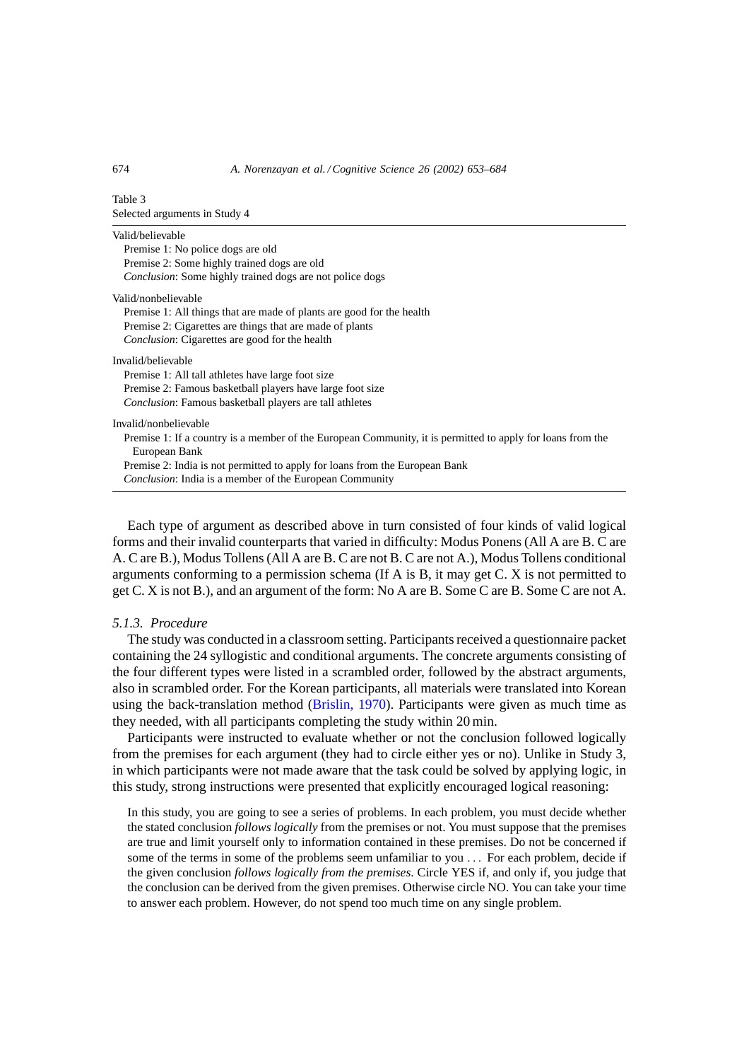Table 3
Selected arguments in Study 4

| |
|---|
| Valid/believable |
| Premise 1: No police dogs are old |
| Premise 2: Some highly trained dogs are old |
| *Conclusion*: Some highly trained dogs are not police dogs |
| Valid/nonbelievable |
| Premise 1: All things that are made of plants are good for the health |
| Premise 2: Cigarettes are things that are made of plants |
| *Conclusion*: Cigarettes are good for the health |
| Invalid/believable |
| Premise 1: All tall athletes have large foot size |
| Premise 2: Famous basketball players have large foot size |
| *Conclusion*: Famous basketball players are tall athletes |
| Invalid/nonbelievable |
| Premise 1: If a country is a member of the European Community, it is permitted to apply for loans from the European Bank |
| Premise 2: India is not permitted to apply for loans from the European Bank |
| *Conclusion*: India is a member of the European Community |

Each type of argument as described above in turn consisted of four kinds of valid logical forms and their invalid counterparts that varied in difficulty: Modus Ponens (All A are B. C are A. C are B.), Modus Tollens (All A are B. C are not B. C are not A.), Modus Tollens conditional arguments conforming to a permission schema (If A is B, it may get C. X is not permitted to get C. X is not B.), and an argument of the form: No A are B. Some C are B. Some C are not A.

### 5.1.3. Procedure

The study was conducted in a classroom setting. Participants received a questionnaire packet containing the 24 syllogistic and conditional arguments. The concrete arguments consisting of the four different types were listed in a scrambled order, followed by the abstract arguments, also in scrambled order. For the Korean participants, all materials were translated into Korean using the back-translation method (Brislin, 1970). Participants were given as much time as they needed, with all participants completing the study within 20 min.

Participants were instructed to evaluate whether or not the conclusion followed logically from the premises for each argument (they had to circle either yes or no). Unlike in Study 3, in which participants were not made aware that the task could be solved by applying logic, in this study, strong instructions were presented that explicitly encouraged logical reasoning:

> In this study, you are going to see a series of problems. In each problem, you must decide whether the stated conclusion *follows logically* from the premises or not. You must suppose that the premises are true and limit yourself only to information contained in these premises. Do not be concerned if some of the terms in some of the problems seem unfamiliar to you . . . For each problem, decide if the given conclusion *follows logically from the premises*. Circle YES if, and only if, you judge that the conclusion can be derived from the given premises. Otherwise circle NO. You can take your time to answer each problem. However, do not spend too much time on any single problem.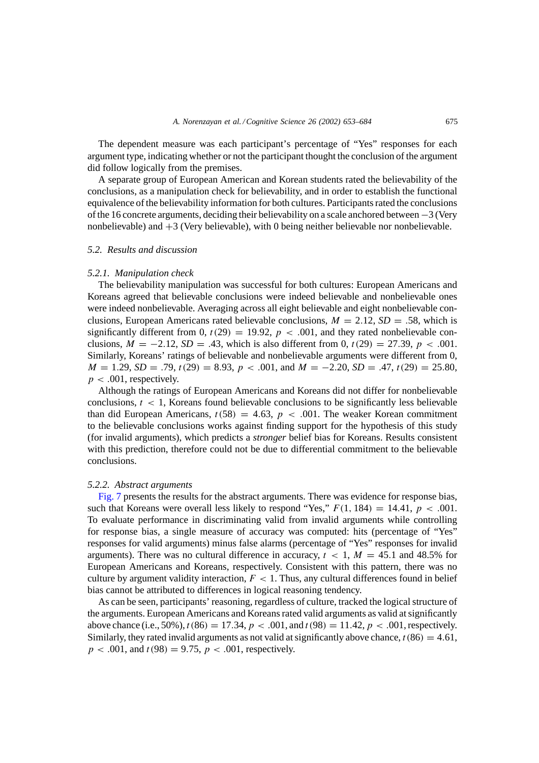The dependent measure was each participant's percentage of "Yes" responses for each argument type, indicating whether or not the participant thought the conclusion of the argument did follow logically from the premises.

A separate group of European American and Korean students rated the believability of the conclusions, as a manipulation check for believability, and in order to establish the functional equivalence of the believability information for both cultures. Participants rated the conclusions of the 16 concrete arguments, deciding their believability on a scale anchored between $-3$ (Very nonbelievable) and $+3$ (Very believable), with 0 being neither believable nor nonbelievable.

### 5.2. Results and discussion

#### 5.2.1. Manipulation check

The believability manipulation was successful for both cultures: European Americans and Koreans agreed that believable conclusions were indeed believable and nonbelievable ones were indeed nonbelievable. Averaging across all eight believable and eight nonbelievable conclusions, European Americans rated believable conclusions, $M = 2.12$, $SD = .58$, which is significantly different from 0, $t(29) = 19.92$, $p < .001$, and they rated nonbelievable conclusions, $M = -2.12$, $SD = .43$, which is also different from 0, $t(29) = 27.39$, $p < .001$. Similarly, Koreans' ratings of believable and nonbelievable arguments were different from 0, $M = 1.29$, $SD = .79$, $t(29) = 8.93$, $p < .001$, and $M = -2.20$, $SD = .47$, $t(29) = 25.80$, $p < .001$, respectively.

Although the ratings of European Americans and Koreans did not differ for nonbelievable conclusions, $t < 1$, Koreans found believable conclusions to be significantly less believable than did European Americans, $t(58) = 4.63$, $p < .001$. The weaker Korean commitment to the believable conclusions works against finding support for the hypothesis of this study (for invalid arguments), which predicts a *stronger* belief bias for Koreans. Results consistent with this prediction, therefore could not be due to differential commitment to the believable conclusions.

#### 5.2.2. Abstract arguments

Fig. 7 presents the results for the abstract arguments. There was evidence for response bias, such that Koreans were overall less likely to respond "Yes," $F(1, 184) = 14.41$, $p < .001$. To evaluate performance in discriminating valid from invalid arguments while controlling for response bias, a single measure of accuracy was computed: hits (percentage of "Yes" responses for valid arguments) minus false alarms (percentage of "Yes" responses for invalid arguments). There was no cultural difference in accuracy, $t < 1$, $M = 45.1$ and 48.5% for European Americans and Koreans, respectively. Consistent with this pattern, there was no culture by argument validity interaction, $F < 1$. Thus, any cultural differences found in belief bias cannot be attributed to differences in logical reasoning tendency.

As can be seen, participants' reasoning, regardless of culture, tracked the logical structure of the arguments. European Americans and Koreans rated valid arguments as valid at significantly above chance (i.e., 50%), $t(86) = 17.34$, $p < .001$, and $t(98) = 11.42$, $p < .001$, respectively. Similarly, they rated invalid arguments as not valid at significantly above chance, $t(86) = 4.61$, $p < .001$, and $t(98) = 9.75$, $p < .001$, respectively.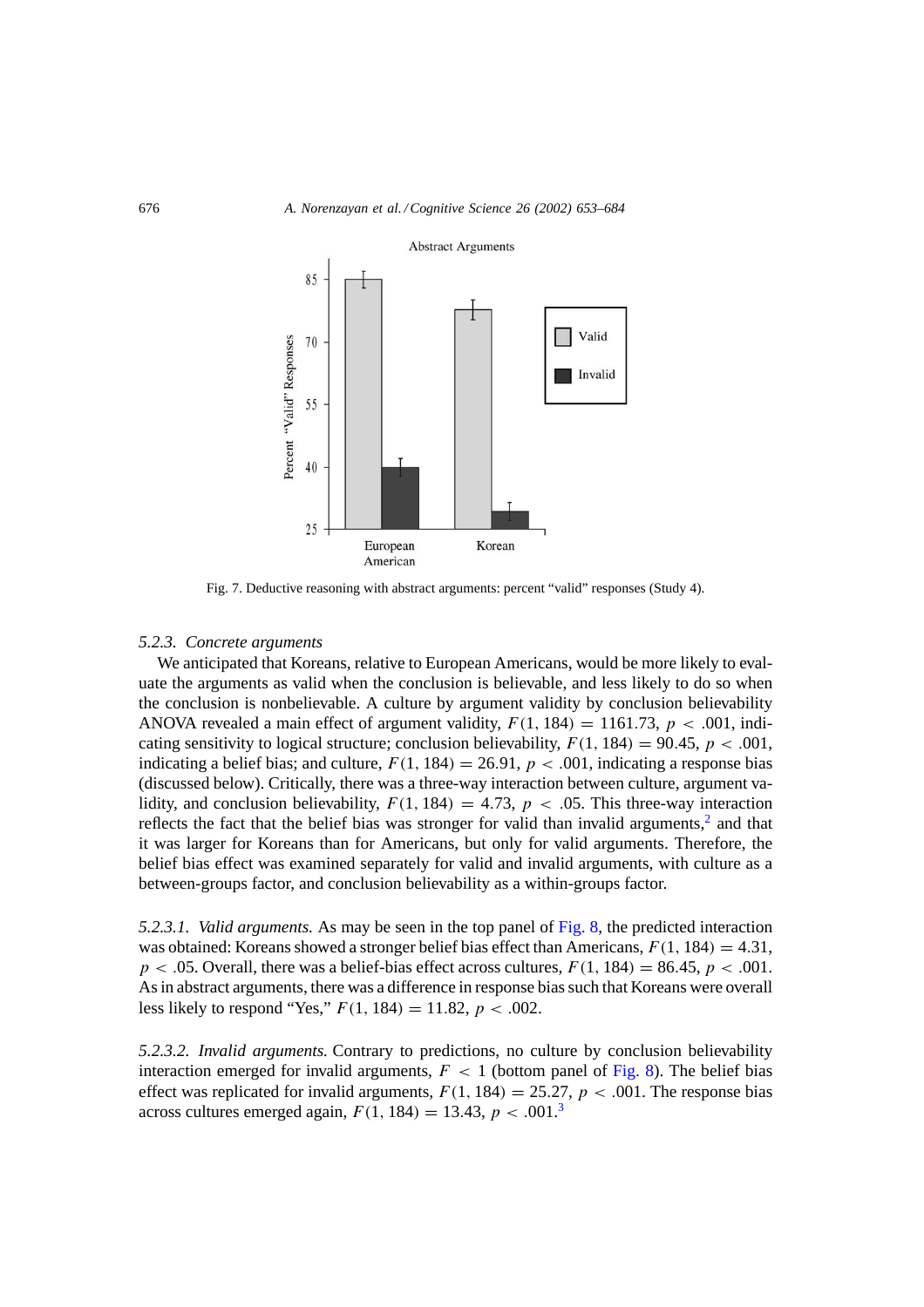Fig. 7. Deductive reasoning with abstract arguments: percent "valid" responses (Study 4).

#### 5.2.3. *Concrete arguments*

We anticipated that Koreans, relative to European Americans, would be more likely to evaluate the arguments as valid when the conclusion is believable, and less likely to do so when the conclusion is nonbelievable. A culture by argument validity by conclusion believability ANOVA revealed a main effect of argument validity, $F(1, 184) = 1161.73$, $p < .001$, indicating sensitivity to logical structure; conclusion believability, $F(1, 184) = 90.45$, $p < .001$, indicating a belief bias; and culture, $F(1, 184) = 26.91$, $p < .001$, indicating a response bias (discussed below). Critically, there was a three-way interaction between culture, argument validity, and conclusion believability, $F(1, 184) = 4.73$, $p < .05$. This three-way interaction reflects the fact that the belief bias was stronger for valid than invalid arguments,[2] and that it was larger for Koreans than for Americans, but only for valid arguments. Therefore, the belief bias effect was examined separately for valid and invalid arguments, with culture as a between-groups factor, and conclusion believability as a within-groups factor.

*5.2.3.1. Valid arguments.* As may be seen in the top panel of Fig. 8, the predicted interaction was obtained: Koreans showed a stronger belief bias effect than Americans, $F(1, 184) = 4.31$, $p < .05$. Overall, there was a belief-bias effect across cultures, $F(1, 184) = 86.45$, $p < .001$. As in abstract arguments, there was a difference in response bias such that Koreans were overall less likely to respond "Yes," $F(1, 184) = 11.82$, $p < .002$.

*5.2.3.2. Invalid arguments.* Contrary to predictions, no culture by conclusion believability interaction emerged for invalid arguments, $F < 1$ (bottom panel of Fig. 8). The belief bias effect was replicated for invalid arguments, $F(1, 184) = 25.27$, $p < .001$. The response bias across cultures emerged again, $F(1, 184) = 13.43$, $p < .001$.[3]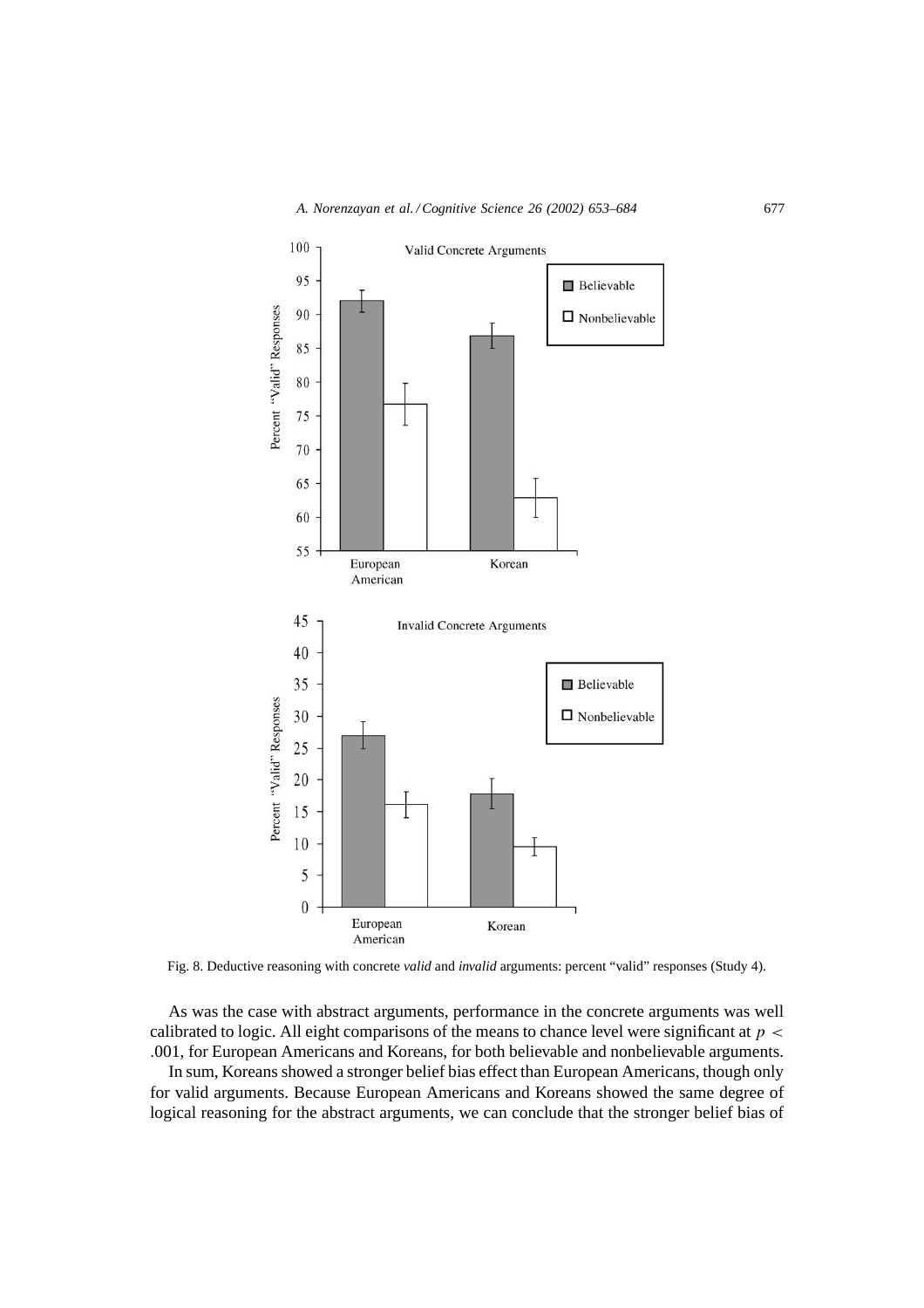Fig. 8. Deductive reasoning with concrete *valid* and *invalid* arguments: percent "valid" responses (Study 4).

As was the case with abstract arguments, performance in the concrete arguments was well calibrated to logic. All eight comparisons of the means to chance level were significant at $p < .001$, for European Americans and Koreans, for both believable and nonbelievable arguments.

In sum, Koreans showed a stronger belief bias effect than European Americans, though only for valid arguments. Because European Americans and Koreans showed the same degree of logical reasoning for the abstract arguments, we can conclude that the stronger belief bias of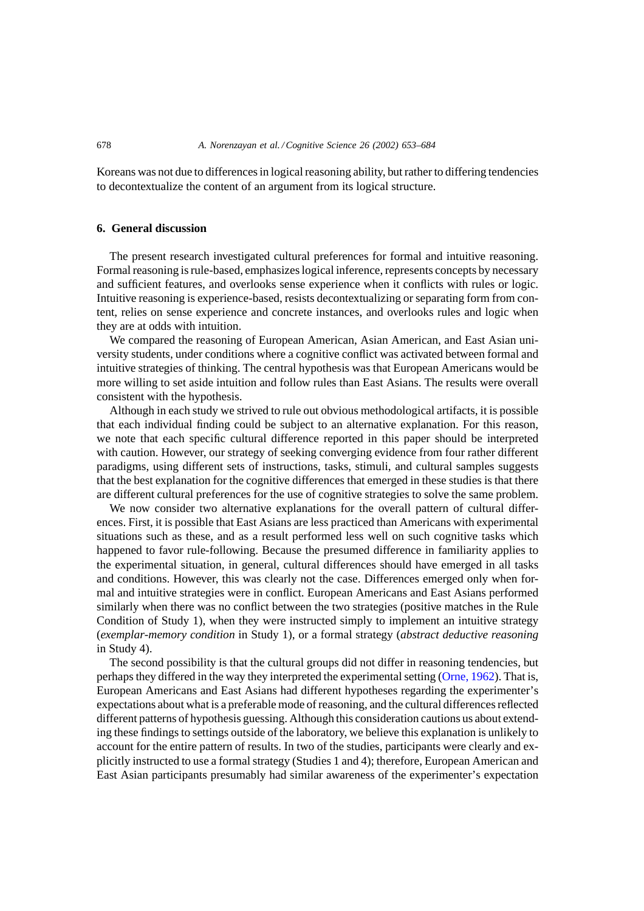Koreans was not due to differences in logical reasoning ability, but rather to differing tendencies to decontextualize the content of an argument from its logical structure.

## 6. General discussion

The present research investigated cultural preferences for formal and intuitive reasoning. Formal reasoning is rule-based, emphasizes logical inference, represents concepts by necessary and sufficient features, and overlooks sense experience when it conflicts with rules or logic. Intuitive reasoning is experience-based, resists decontextualizing or separating form from content, relies on sense experience and concrete instances, and overlooks rules and logic when they are at odds with intuition.

We compared the reasoning of European American, Asian American, and East Asian university students, under conditions where a cognitive conflict was activated between formal and intuitive strategies of thinking. The central hypothesis was that European Americans would be more willing to set aside intuition and follow rules than East Asians. The results were overall consistent with the hypothesis.

Although in each study we strived to rule out obvious methodological artifacts, it is possible that each individual finding could be subject to an alternative explanation. For this reason, we note that each specific cultural difference reported in this paper should be interpreted with caution. However, our strategy of seeking converging evidence from four rather different paradigms, using different sets of instructions, tasks, stimuli, and cultural samples suggests that the best explanation for the cognitive differences that emerged in these studies is that there are different cultural preferences for the use of cognitive strategies to solve the same problem.

We now consider two alternative explanations for the overall pattern of cultural differences. First, it is possible that East Asians are less practiced than Americans with experimental situations such as these, and as a result performed less well on such cognitive tasks which happened to favor rule-following. Because the presumed difference in familiarity applies to the experimental situation, in general, cultural differences should have emerged in all tasks and conditions. However, this was clearly not the case. Differences emerged only when formal and intuitive strategies were in conflict. European Americans and East Asians performed similarly when there was no conflict between the two strategies (positive matches in the Rule Condition of Study 1), when they were instructed simply to implement an intuitive strategy (*exemplar-memory condition* in Study 1), or a formal strategy (*abstract deductive reasoning* in Study 4).

The second possibility is that the cultural groups did not differ in reasoning tendencies, but perhaps they differed in the way they interpreted the experimental setting (Orne, 1962). That is, European Americans and East Asians had different hypotheses regarding the experimenter's expectations about what is a preferable mode of reasoning, and the cultural differences reflected different patterns of hypothesis guessing. Although this consideration cautions us about extending these findings to settings outside of the laboratory, we believe this explanation is unlikely to account for the entire pattern of results. In two of the studies, participants were clearly and explicitly instructed to use a formal strategy (Studies 1 and 4); therefore, European American and East Asian participants presumably had similar awareness of the experimenter's expectation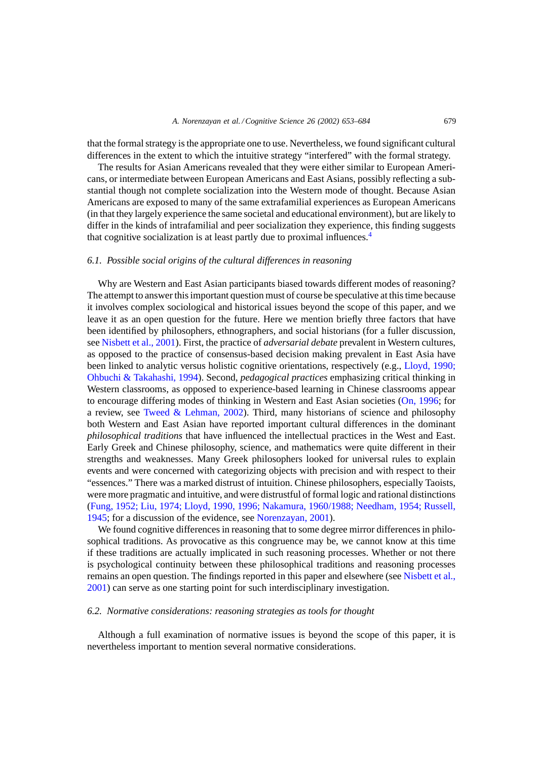that the formal strategy is the appropriate one to use. Nevertheless, we found significant cultural differences in the extent to which the intuitive strategy "interfered" with the formal strategy.

The results for Asian Americans revealed that they were either similar to European Americans, or intermediate between European Americans and East Asians, possibly reflecting a substantial though not complete socialization into the Western mode of thought. Because Asian Americans are exposed to many of the same extrafamilial experiences as European Americans (in that they largely experience the same societal and educational environment), but are likely to differ in the kinds of intrafamilial and peer socialization they experience, this finding suggests that cognitive socialization is at least partly due to proximal influences.[4]

### 6.1. Possible social origins of the cultural differences in reasoning

Why are Western and East Asian participants biased towards different modes of reasoning? The attempt to answer this important question must of course be speculative at this time because it involves complex sociological and historical issues beyond the scope of this paper, and we leave it as an open question for the future. Here we mention briefly three factors that have been identified by philosophers, ethnographers, and social historians (for a fuller discussion, see Nisbett et al., 2001). First, the practice of *adversarial debate* prevalent in Western cultures, as opposed to the practice of consensus-based decision making prevalent in East Asia have been linked to analytic versus holistic cognitive orientations, respectively (e.g., Lloyd, 1990; Ohbuchi & Takahashi, 1994). Second, *pedagogical practices* emphasizing critical thinking in Western classrooms, as opposed to experience-based learning in Chinese classrooms appear to encourage differing modes of thinking in Western and East Asian societies (On, 1996; for a review, see Tweed & Lehman, 2002). Third, many historians of science and philosophy both Western and East Asian have reported important cultural differences in the dominant *philosophical traditions* that have influenced the intellectual practices in the West and East. Early Greek and Chinese philosophy, science, and mathematics were quite different in their strengths and weaknesses. Many Greek philosophers looked for universal rules to explain events and were concerned with categorizing objects with precision and with respect to their "essences." There was a marked distrust of intuition. Chinese philosophers, especially Taoists, were more pragmatic and intuitive, and were distrustful of formal logic and rational distinctions (Fung, 1952; Liu, 1974; Lloyd, 1990, 1996; Nakamura, 1960/1988; Needham, 1954; Russell, 1945; for a discussion of the evidence, see Norenzayan, 2001).

We found cognitive differences in reasoning that to some degree mirror differences in philosophical traditions. As provocative as this congruence may be, we cannot know at this time if these traditions are actually implicated in such reasoning processes. Whether or not there is psychological continuity between these philosophical traditions and reasoning processes remains an open question. The findings reported in this paper and elsewhere (see Nisbett et al., 2001) can serve as one starting point for such interdisciplinary investigation.

### 6.2. Normative considerations: reasoning strategies as tools for thought

Although a full examination of normative issues is beyond the scope of this paper, it is nevertheless important to mention several normative considerations.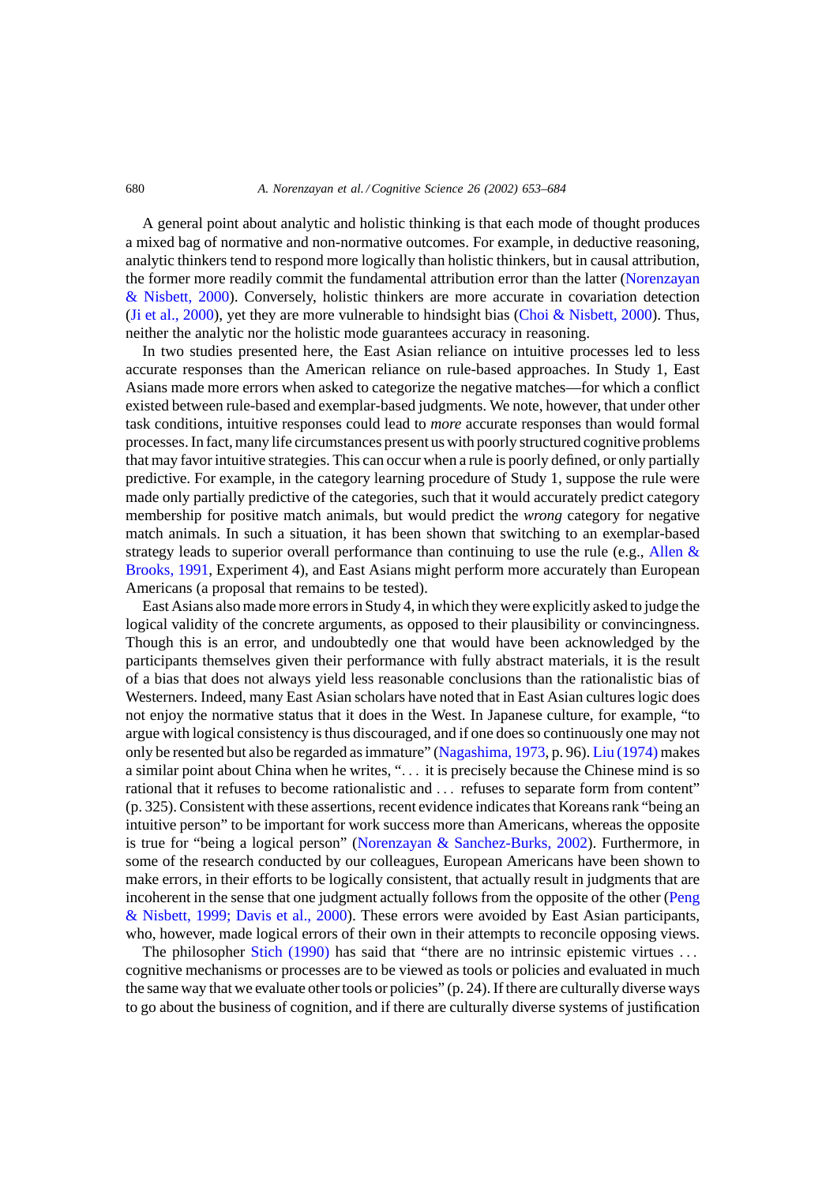A general point about analytic and holistic thinking is that each mode of thought produces a mixed bag of normative and non-normative outcomes. For example, in deductive reasoning, analytic thinkers tend to respond more logically than holistic thinkers, but in causal attribution, the former more readily commit the fundamental attribution error than the latter (Norenzayan & Nisbett, 2000). Conversely, holistic thinkers are more accurate in covariation detection (Ji et al., 2000), yet they are more vulnerable to hindsight bias (Choi & Nisbett, 2000). Thus, neither the analytic nor the holistic mode guarantees accuracy in reasoning.

In two studies presented here, the East Asian reliance on intuitive processes led to less accurate responses than the American reliance on rule-based approaches. In Study 1, East Asians made more errors when asked to categorize the negative matches—for which a conflict existed between rule-based and exemplar-based judgments. We note, however, that under other task conditions, intuitive responses could lead to *more* accurate responses than would formal processes. In fact, many life circumstances present us with poorly structured cognitive problems that may favor intuitive strategies. This can occur when a rule is poorly defined, or only partially predictive. For example, in the category learning procedure of Study 1, suppose the rule were made only partially predictive of the categories, such that it would accurately predict category membership for positive match animals, but would predict the *wrong* category for negative match animals. In such a situation, it has been shown that switching to an exemplar-based strategy leads to superior overall performance than continuing to use the rule (e.g., Allen & Brooks, 1991, Experiment 4), and East Asians might perform more accurately than European Americans (a proposal that remains to be tested).

East Asians also made more errors in Study 4, in which they were explicitly asked to judge the logical validity of the concrete arguments, as opposed to their plausibility or convincingness. Though this is an error, and undoubtedly one that would have been acknowledged by the participants themselves given their performance with fully abstract materials, it is the result of a bias that does not always yield less reasonable conclusions than the rationalistic bias of Westerners. Indeed, many East Asian scholars have noted that in East Asian cultures logic does not enjoy the normative status that it does in the West. In Japanese culture, for example, "to argue with logical consistency is thus discouraged, and if one does so continuously one may not only be resented but also be regarded as immature" (Nagashima, 1973, p. 96). Liu (1974) makes a similar point about China when he writes, ". . . it is precisely because the Chinese mind is so rational that it refuses to become rationalistic and . . . refuses to separate form from content" (p. 325). Consistent with these assertions, recent evidence indicates that Koreans rank "being an intuitive person" to be important for work success more than Americans, whereas the opposite is true for "being a logical person" (Norenzayan & Sanchez-Burks, 2002). Furthermore, in some of the research conducted by our colleagues, European Americans have been shown to make errors, in their efforts to be logically consistent, that actually result in judgments that are incoherent in the sense that one judgment actually follows from the opposite of the other (Peng & Nisbett, 1999; Davis et al., 2000). These errors were avoided by East Asian participants, who, however, made logical errors of their own in their attempts to reconcile opposing views.

The philosopher Stich (1990) has said that "there are no intrinsic epistemic virtues . . . cognitive mechanisms or processes are to be viewed as tools or policies and evaluated in much the same way that we evaluate other tools or policies" (p. 24). If there are culturally diverse ways to go about the business of cognition, and if there are culturally diverse systems of justification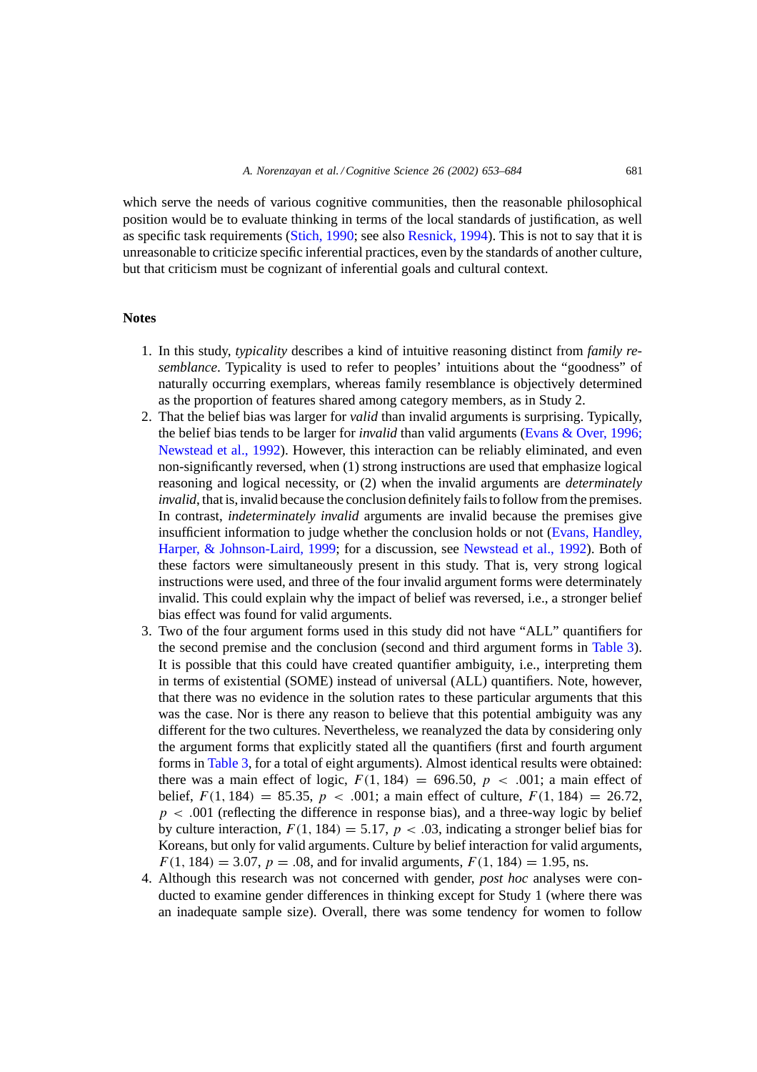which serve the needs of various cognitive communities, then the reasonable philosophical position would be to evaluate thinking in terms of the local standards of justification, as well as specific task requirements (Stich, 1990; see also Resnick, 1994). This is not to say that it is unreasonable to criticize specific inferential practices, even by the standards of another culture, but that criticism must be cognizant of inferential goals and cultural context.

## Notes

1. In this study, *typicality* describes a kind of intuitive reasoning distinct from *family resemblance*. Typicality is used to refer to peoples' intuitions about the "goodness" of naturally occurring exemplars, whereas family resemblance is objectively determined as the proportion of features shared among category members, as in Study 2.
2. That the belief bias was larger for *valid* than invalid arguments is surprising. Typically, the belief bias tends to be larger for *invalid* than valid arguments (Evans & Over, 1996; Newstead et al., 1992). However, this interaction can be reliably eliminated, and even non-significantly reversed, when (1) strong instructions are used that emphasize logical reasoning and logical necessity, or (2) when the invalid arguments are *determinately invalid*, that is, invalid because the conclusion definitely fails to follow from the premises. In contrast, *indeterminately invalid* arguments are invalid because the premises give insufficient information to judge whether the conclusion holds or not (Evans, Handley, Harper, & Johnson-Laird, 1999; for a discussion, see Newstead et al., 1992). Both of these factors were simultaneously present in this study. That is, very strong logical instructions were used, and three of the four invalid argument forms were determinately invalid. This could explain why the impact of belief was reversed, i.e., a stronger belief bias effect was found for valid arguments.
3. Two of the four argument forms used in this study did not have "ALL" quantifiers for the second premise and the conclusion (second and third argument forms in Table 3). It is possible that this could have created quantifier ambiguity, i.e., interpreting them in terms of existential (SOME) instead of universal (ALL) quantifiers. Note, however, that there was no evidence in the solution rates to these particular arguments that this was the case. Nor is there any reason to believe that this potential ambiguity was any different for the two cultures. Nevertheless, we reanalyzed the data by considering only the argument forms that explicitly stated all the quantifiers (first and fourth argument forms in Table 3, for a total of eight arguments). Almost identical results were obtained: there was a main effect of logic, $F(1, 184) = 696.50$, $p < .001$; a main effect of belief, $F(1, 184) = 85.35$, $p < .001$; a main effect of culture, $F(1, 184) = 26.72$, $p < .001$ (reflecting the difference in response bias), and a three-way logic by belief by culture interaction, $F(1, 184) = 5.17$, $p < .03$, indicating a stronger belief bias for Koreans, but only for valid arguments. Culture by belief interaction for valid arguments, $F(1, 184) = 3.07$, $p = .08$, and for invalid arguments, $F(1, 184) = 1.95$, ns.
4. Although this research was not concerned with gender, *post hoc* analyses were conducted to examine gender differences in thinking except for Study 1 (where there was an inadequate sample size). Overall, there was some tendency for women to follow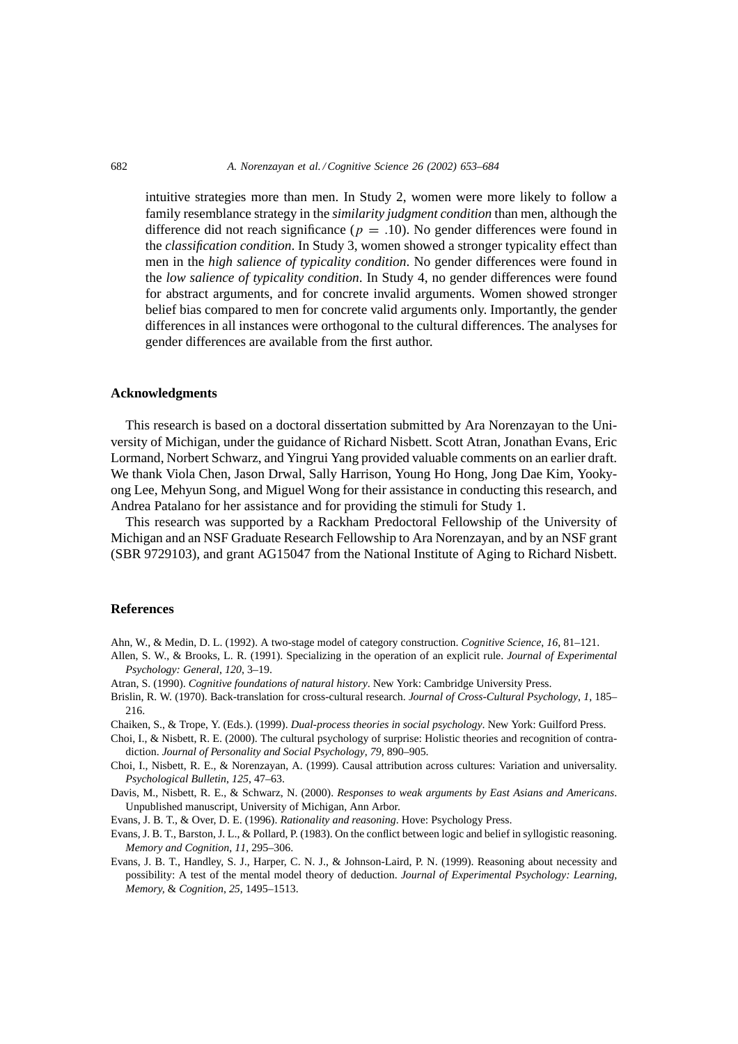intuitive strategies more than men. In Study 2, women were more likely to follow a family resemblance strategy in the *similarity judgment condition* than men, although the difference did not reach significance ($p = .10$). No gender differences were found in the *classification condition*. In Study 3, women showed a stronger typicality effect than men in the *high salience of typicality condition*. No gender differences were found in the *low salience of typicality condition*. In Study 4, no gender differences were found for abstract arguments, and for concrete invalid arguments. Women showed stronger belief bias compared to men for concrete valid arguments only. Importantly, the gender differences in all instances were orthogonal to the cultural differences. The analyses for gender differences are available from the first author.

## Acknowledgments

This research is based on a doctoral dissertation submitted by Ara Norenzayan to the University of Michigan, under the guidance of Richard Nisbett. Scott Atran, Jonathan Evans, Eric Lormand, Norbert Schwarz, and Yingrui Yang provided valuable comments on an earlier draft. We thank Viola Chen, Jason Drwal, Sally Harrison, Young Ho Hong, Jong Dae Kim, Yookyong Lee, Mehyun Song, and Miguel Wong for their assistance in conducting this research, and Andrea Patalano for her assistance and for providing the stimuli for Study 1.

This research was supported by a Rackham Predoctoral Fellowship of the University of Michigan and an NSF Graduate Research Fellowship to Ara Norenzayan, and by an NSF grant (SBR 9729103), and grant AG15047 from the National Institute of Aging to Richard Nisbett.

## References

Ahn, W., & Medin, D. L. (1992). A two-stage model of category construction. *Cognitive Science*, *16*, 81–121.

Allen, S. W., & Brooks, L. R. (1991). Specializing in the operation of an explicit rule. *Journal of Experimental Psychology: General*, *120*, 3–19.

Atran, S. (1990). *Cognitive foundations of natural history*. New York: Cambridge University Press.

Brislin, R. W. (1970). Back-translation for cross-cultural research. *Journal of Cross-Cultural Psychology*, *1*, 185–216.

Chaiken, S., & Trope, Y. (Eds.). (1999). *Dual-process theories in social psychology*. New York: Guilford Press.

Choi, I., & Nisbett, R. E. (2000). The cultural psychology of surprise: Holistic theories and recognition of contradiction. *Journal of Personality and Social Psychology*, *79*, 890–905.

Choi, I., Nisbett, R. E., & Norenzayan, A. (1999). Causal attribution across cultures: Variation and universality. *Psychological Bulletin*, *125*, 47–63.

Davis, M., Nisbett, R. E., & Schwarz, N. (2000). *Responses to weak arguments by East Asians and Americans*. Unpublished manuscript, University of Michigan, Ann Arbor.

Evans, J. B. T., & Over, D. E. (1996). *Rationality and reasoning*. Hove: Psychology Press.

Evans, J. B. T., Barston, J. L., & Pollard, P. (1983). On the conflict between logic and belief in syllogistic reasoning. *Memory and Cognition*, *11*, 295–306.

Evans, J. B. T., Handley, S. J., Harper, C. N. J., & Johnson-Laird, P. N. (1999). Reasoning about necessity and possibility: A test of the mental model theory of deduction. *Journal of Experimental Psychology: Learning, Memory, & Cognition*, *25*, 1495–1513.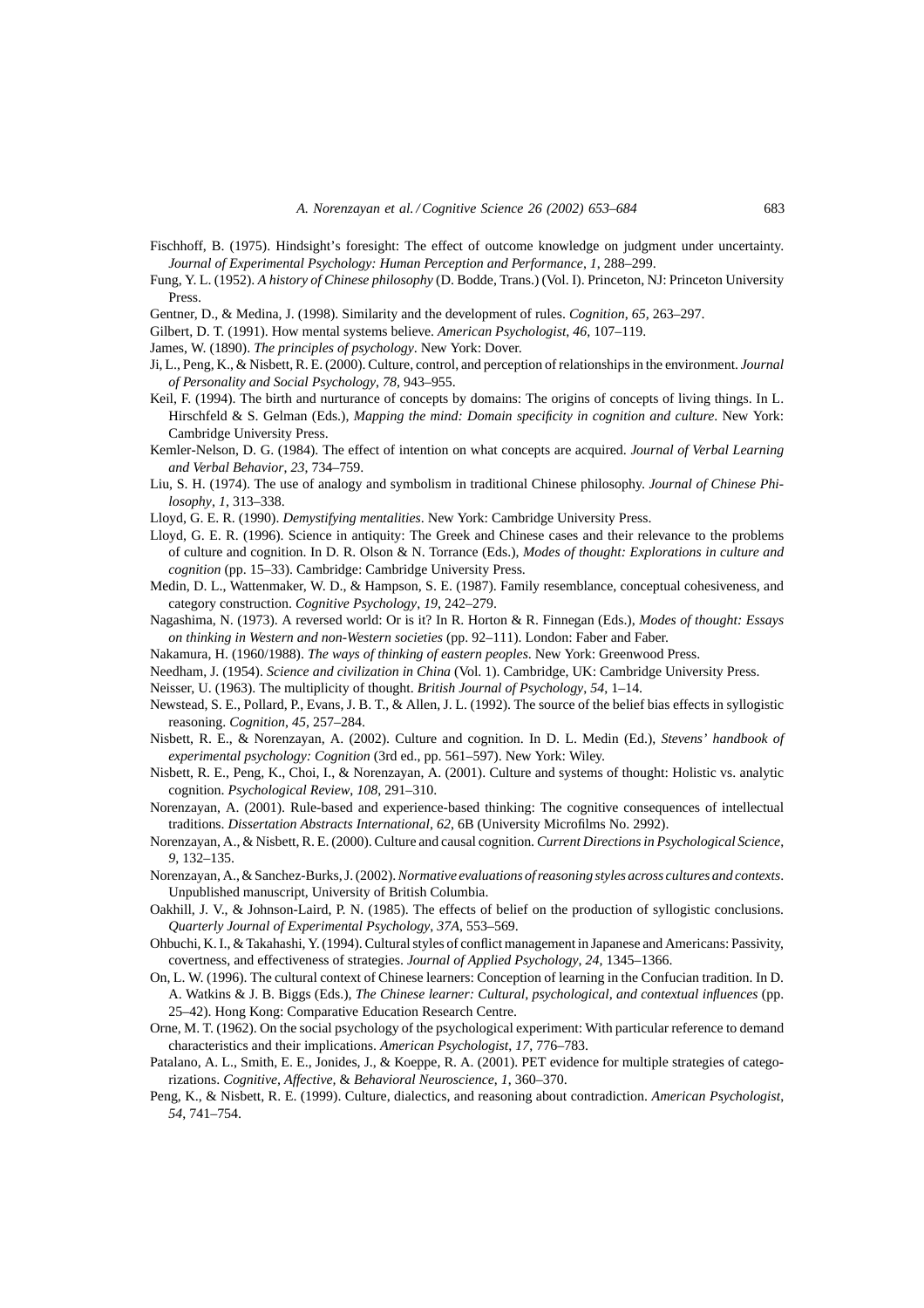Fischhoff, B. (1975). Hindsight's foresight: The effect of outcome knowledge on judgment under uncertainty. *Journal of Experimental Psychology: Human Perception and Performance*, *1*, 288–299.

Fung, Y. L. (1952). *A history of Chinese philosophy* (D. Bodde, Trans.) (Vol. I). Princeton, NJ: Princeton University Press.

Gentner, D., & Medina, J. (1998). Similarity and the development of rules. *Cognition*, *65*, 263–297.

Gilbert, D. T. (1991). How mental systems believe. *American Psychologist*, *46*, 107–119.

James, W. (1890). *The principles of psychology*. New York: Dover.

Ji, L., Peng, K., & Nisbett, R. E. (2000). Culture, control, and perception of relationships in the environment. *Journal of Personality and Social Psychology*, *78*, 943–955.

Keil, F. (1994). The birth and nurturance of concepts by domains: The origins of concepts of living things. In L. Hirschfeld & S. Gelman (Eds.), *Mapping the mind: Domain specificity in cognition and culture*. New York: Cambridge University Press.

Kemler-Nelson, D. G. (1984). The effect of intention on what concepts are acquired. *Journal of Verbal Learning and Verbal Behavior*, *23*, 734–759.

Liu, S. H. (1974). The use of analogy and symbolism in traditional Chinese philosophy. *Journal of Chinese Philosophy*, *1*, 313–338.

Lloyd, G. E. R. (1990). *Demystifying mentalities*. New York: Cambridge University Press.

Lloyd, G. E. R. (1996). Science in antiquity: The Greek and Chinese cases and their relevance to the problems of culture and cognition. In D. R. Olson & N. Torrance (Eds.), *Modes of thought: Explorations in culture and cognition* (pp. 15–33). Cambridge: Cambridge University Press.

Medin, D. L., Wattenmaker, W. D., & Hampson, S. E. (1987). Family resemblance, conceptual cohesiveness, and category construction. *Cognitive Psychology*, *19*, 242–279.

Nagashima, N. (1973). A reversed world: Or is it? In R. Horton & R. Finnegan (Eds.), *Modes of thought: Essays on thinking in Western and non-Western societies* (pp. 92–111). London: Faber and Faber.

Nakamura, H. (1960/1988). *The ways of thinking of eastern peoples*. New York: Greenwood Press.

Needham, J. (1954). *Science and civilization in China* (Vol. 1). Cambridge, UK: Cambridge University Press.

Neisser, U. (1963). The multiplicity of thought. *British Journal of Psychology*, *54*, 1–14.

Newstead, S. E., Pollard, P., Evans, J. B. T., & Allen, J. L. (1992). The source of the belief bias effects in syllogistic reasoning. *Cognition*, *45*, 257–284.

Nisbett, R. E., & Norenzayan, A. (2002). Culture and cognition. In D. L. Medin (Ed.), *Stevens' handbook of experimental psychology: Cognition* (3rd ed., pp. 561–597). New York: Wiley.

Nisbett, R. E., Peng, K., Choi, I., & Norenzayan, A. (2001). Culture and systems of thought: Holistic vs. analytic cognition. *Psychological Review*, *108*, 291–310.

Norenzayan, A. (2001). Rule-based and experience-based thinking: The cognitive consequences of intellectual traditions. *Dissertation Abstracts International*, *62*, 6B (University Microfilms No. 2992).

Norenzayan, A., & Nisbett, R. E. (2000). Culture and causal cognition. *Current Directions in Psychological Science*, *9*, 132–135.

Norenzayan, A., & Sanchez-Burks, J. (2002). *Normative evaluations of reasoning styles across cultures and contexts*. Unpublished manuscript, University of British Columbia.

Oakhill, J. V., & Johnson-Laird, P. N. (1985). The effects of belief on the production of syllogistic conclusions. *Quarterly Journal of Experimental Psychology*, *37A*, 553–569.

Ohbuchi, K. I., & Takahashi, Y. (1994). Cultural styles of conflict management in Japanese and Americans: Passivity, covertness, and effectiveness of strategies. *Journal of Applied Psychology*, *24*, 1345–1366.

On, L. W. (1996). The cultural context of Chinese learners: Conception of learning in the Confucian tradition. In D. A. Watkins & J. B. Biggs (Eds.), *The Chinese learner: Cultural, psychological, and contextual influences* (pp. 25–42). Hong Kong: Comparative Education Research Centre.

Orne, M. T. (1962). On the social psychology of the psychological experiment: With particular reference to demand characteristics and their implications. *American Psychologist*, *17*, 776–783.

Patalano, A. L., Smith, E. E., Jonides, J., & Koeppe, R. A. (2001). PET evidence for multiple strategies of categorizations. *Cognitive, Affective, & Behavioral Neuroscience*, *1*, 360–370.

Peng, K., & Nisbett, R. E. (1999). Culture, dialectics, and reasoning about contradiction. *American Psychologist*, *54*, 741–754.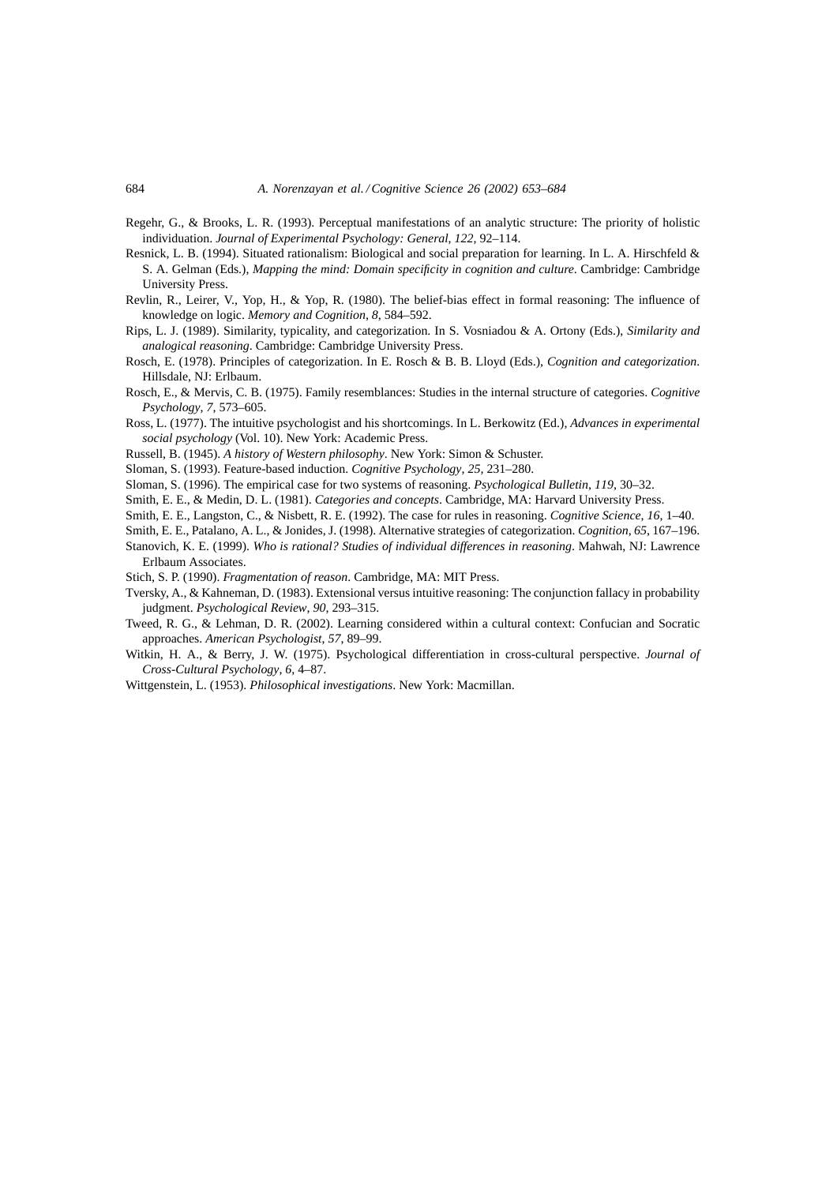Regehr, G., & Brooks, L. R. (1993). Perceptual manifestations of an analytic structure: The priority of holistic individuation. *Journal of Experimental Psychology: General*, *122*, 92–114.

Resnick, L. B. (1994). Situated rationalism: Biological and social preparation for learning. In L. A. Hirschfeld & S. A. Gelman (Eds.), *Mapping the mind: Domain specificity in cognition and culture*. Cambridge: Cambridge University Press.

Revlin, R., Leirer, V., Yop, H., & Yop, R. (1980). The belief-bias effect in formal reasoning: The influence of knowledge on logic. *Memory and Cognition*, *8*, 584–592.

Rips, L. J. (1989). Similarity, typicality, and categorization. In S. Vosniadou & A. Ortony (Eds.), *Similarity and analogical reasoning*. Cambridge: Cambridge University Press.

Rosch, E. (1978). Principles of categorization. In E. Rosch & B. B. Lloyd (Eds.), *Cognition and categorization*. Hillsdale, NJ: Erlbaum.

Rosch, E., & Mervis, C. B. (1975). Family resemblances: Studies in the internal structure of categories. *Cognitive Psychology*, *7*, 573–605.

Ross, L. (1977). The intuitive psychologist and his shortcomings. In L. Berkowitz (Ed.), *Advances in experimental social psychology* (Vol. 10). New York: Academic Press.

Russell, B. (1945). *A history of Western philosophy*. New York: Simon & Schuster.

Sloman, S. (1993). Feature-based induction. *Cognitive Psychology*, *25*, 231–280.

Sloman, S. (1996). The empirical case for two systems of reasoning. *Psychological Bulletin*, *119*, 30–32.

Smith, E. E., & Medin, D. L. (1981). *Categories and concepts*. Cambridge, MA: Harvard University Press.

Smith, E. E., Langston, C., & Nisbett, R. E. (1992). The case for rules in reasoning. *Cognitive Science*, *16*, 1–40.

Smith, E. E., Patalano, A. L., & Jonides, J. (1998). Alternative strategies of categorization. *Cognition*, *65*, 167–196.

Stanovich, K. E. (1999). *Who is rational? Studies of individual differences in reasoning*. Mahwah, NJ: Lawrence Erlbaum Associates.

Stich, S. P. (1990). *Fragmentation of reason*. Cambridge, MA: MIT Press.

Tversky, A., & Kahneman, D. (1983). Extensional versus intuitive reasoning: The conjunction fallacy in probability judgment. *Psychological Review*, *90*, 293–315.

Tweed, R. G., & Lehman, D. R. (2002). Learning considered within a cultural context: Confucian and Socratic approaches. *American Psychologist*, *57*, 89–99.

Witkin, H. A., & Berry, J. W. (1975). Psychological differentiation in cross-cultural perspective. *Journal of Cross-Cultural Psychology*, *6*, 4–87.

Wittgenstein, L. (1953). *Philosophical investigations*. New York: Macmillan.